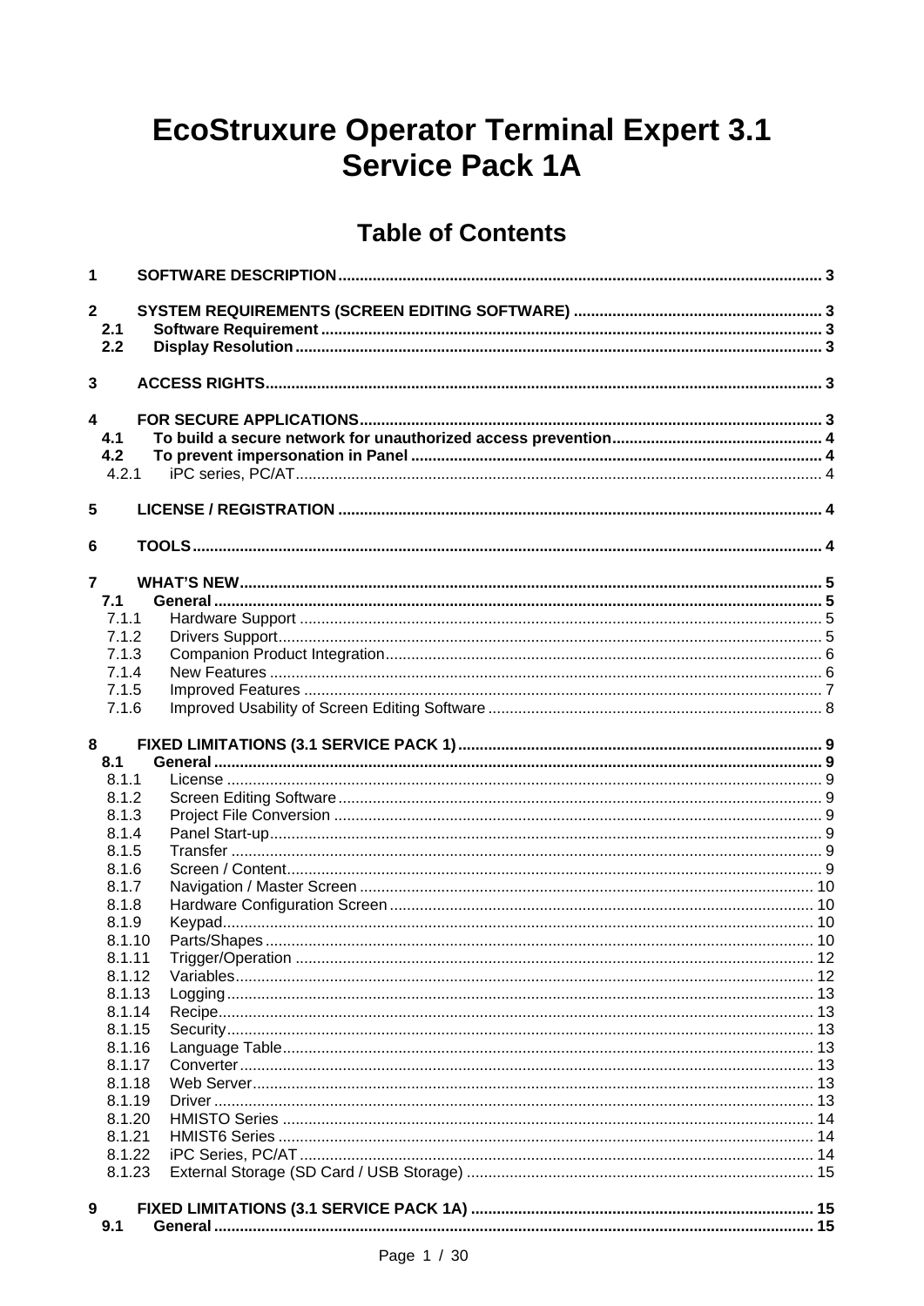# EcoStruxure Operator Terminal Expert 3.1 Service Pack 1A

## Table of Contents

**1 SOFTWARE DESCRIPTION** ..... 3

**2 SYSTEM REQUIREMENTS (SCREEN EDITING SOFTWARE)** ..... 3
- **2.1 Software Requirement** ..... 3
- **2.2 Display Resolution** ..... 3

**3 ACCESS RIGHTS** ..... 3

**4 FOR SECURE APPLICATIONS** ..... 3
- **4.1 To build a secure network for unauthorized access prevention** ..... 4
- **4.2 To prevent impersonation in Panel** ..... 4
  - 4.2.1 iPC series, PC/AT ..... 4

**5 LICENSE / REGISTRATION** ..... 4

**6 TOOLS** ..... 4

**7 WHAT'S NEW** ..... 5
- **7.1 General** ..... 5
  - 7.1.1 Hardware Support ..... 5
  - 7.1.2 Drivers Support ..... 5
  - 7.1.3 Companion Product Integration ..... 6
  - 7.1.4 New Features ..... 6
  - 7.1.5 Improved Features ..... 7
  - 7.1.6 Improved Usability of Screen Editing Software ..... 8

**8 FIXED LIMITATIONS (3.1 SERVICE PACK 1)** ..... 9
- **8.1 General** ..... 9
  - 8.1.1 License ..... 9
  - 8.1.2 Screen Editing Software ..... 9
  - 8.1.3 Project File Conversion ..... 9
  - 8.1.4 Panel Start-up ..... 9
  - 8.1.5 Transfer ..... 9
  - 8.1.6 Screen / Content ..... 9
  - 8.1.7 Navigation / Master Screen ..... 10
  - 8.1.8 Hardware Configuration Screen ..... 10
  - 8.1.9 Keypad ..... 10
  - 8.1.10 Parts/Shapes ..... 10
  - 8.1.11 Trigger/Operation ..... 12
  - 8.1.12 Variables ..... 12
  - 8.1.13 Logging ..... 13
  - 8.1.14 Recipe ..... 13
  - 8.1.15 Security ..... 13
  - 8.1.16 Language Table ..... 13
  - 8.1.17 Converter ..... 13
  - 8.1.18 Web Server ..... 13
  - 8.1.19 Driver ..... 13
  - 8.1.20 HMISTO Series ..... 14
  - 8.1.21 HMIST6 Series ..... 14
  - 8.1.22 iPC Series, PC/AT ..... 14
  - 8.1.23 External Storage (SD Card / USB Storage) ..... 15

**9 FIXED LIMITATIONS (3.1 SERVICE PACK 1A)** ..... 15
- **9.1 General** ..... 15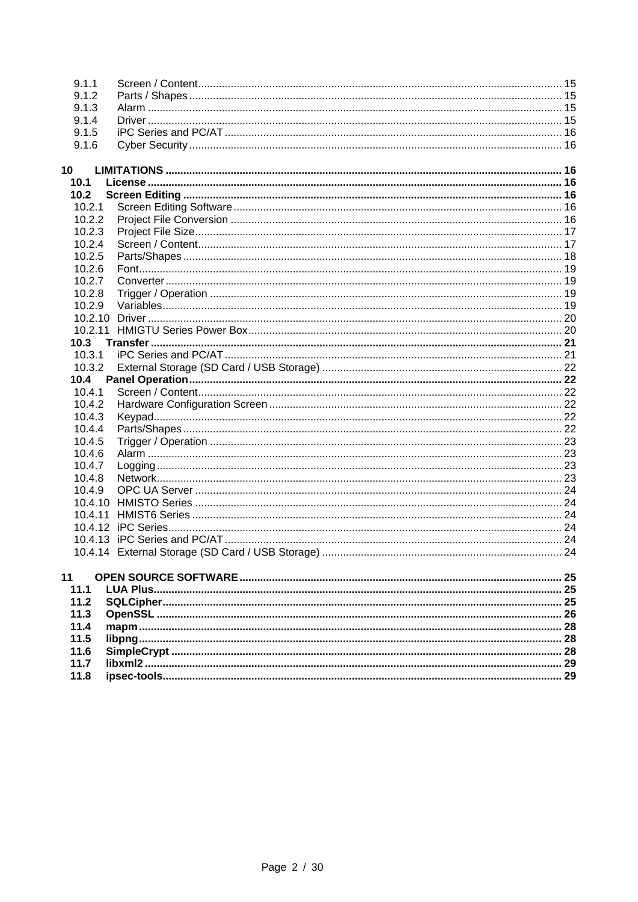9.1.1 Screen / Content ........ 15
9.1.2 Parts / Shapes ........ 15
9.1.3 Alarm ........ 15
9.1.4 Driver ........ 15
9.1.5 iPC Series and PC/AT ........ 16
9.1.6 Cyber Security ........ 16

**10 LIMITATIONS ........ 16**

**10.1 License ........ 16**

**10.2 Screen Editing ........ 16**

10.2.1 Screen Editing Software ........ 16
10.2.2 Project File Conversion ........ 16
10.2.3 Project File Size ........ 17
10.2.4 Screen / Content ........ 17
10.2.5 Parts/Shapes ........ 18
10.2.6 Font ........ 19
10.2.7 Converter ........ 19
10.2.8 Trigger / Operation ........ 19
10.2.9 Variables ........ 19
10.2.10 Driver ........ 20
10.2.11 HMIGTU Series Power Box ........ 20

**10.3 Transfer ........ 21**

10.3.1 iPC Series and PC/AT ........ 21
10.3.2 External Storage (SD Card / USB Storage) ........ 22

**10.4 Panel Operation ........ 22**

10.4.1 Screen / Content ........ 22
10.4.2 Hardware Configuration Screen ........ 22
10.4.3 Keypad ........ 22
10.4.4 Parts/Shapes ........ 22
10.4.5 Trigger / Operation ........ 23
10.4.6 Alarm ........ 23
10.4.7 Logging ........ 23
10.4.8 Network ........ 23
10.4.9 OPC UA Server ........ 24
10.4.10 HMISTO Series ........ 24
10.4.11 HMIST6 Series ........ 24
10.4.12 iPC Series ........ 24
10.4.13 iPC Series and PC/AT ........ 24
10.4.14 External Storage (SD Card / USB Storage) ........ 24

**11 OPEN SOURCE SOFTWARE ........ 25**

**11.1 LUA Plus ........ 25**

**11.2 SQLCipher ........ 25**

**11.3 OpenSSL ........ 26**

**11.4 mapm ........ 28**

**11.5 libpng ........ 28**

**11.6 SimpleCrypt ........ 28**

**11.7 libxml2 ........ 29**

**11.8 ipsec-tools ........ 29**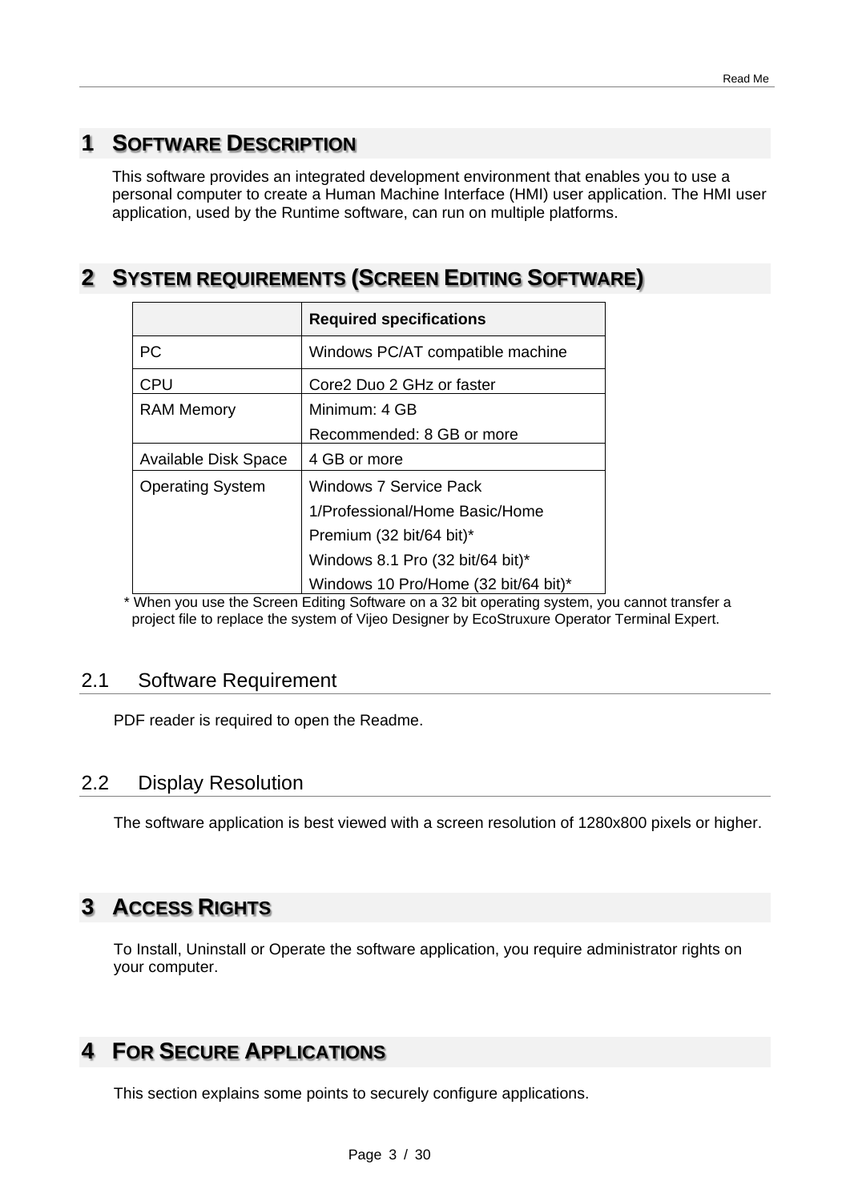# 1 SOFTWARE DESCRIPTION

This software provides an integrated development environment that enables you to use a personal computer to create a Human Machine Interface (HMI) user application. The HMI user application, used by the Runtime software, can run on multiple platforms.

# 2 SYSTEM REQUIREMENTS (SCREEN EDITING SOFTWARE)

| | Required specifications |
|---|---|
| PC | Windows PC/AT compatible machine |
| CPU | Core2 Duo 2 GHz or faster |
| RAM Memory | Minimum: 4 GB<br>Recommended: 8 GB or more |
| Available Disk Space | 4 GB or more |
| Operating System | Windows 7 Service Pack 1/Professional/Home Basic/Home Premium (32 bit/64 bit)*<br>Windows 8.1 Pro (32 bit/64 bit)*<br>Windows 10 Pro/Home (32 bit/64 bit)* |

\* When you use the Screen Editing Software on a 32 bit operating system, you cannot transfer a project file to replace the system of Vijeo Designer by EcoStruxure Operator Terminal Expert.

## 2.1 Software Requirement

PDF reader is required to open the Readme.

## 2.2 Display Resolution

The software application is best viewed with a screen resolution of 1280x800 pixels or higher.

# 3 ACCESS RIGHTS

To Install, Uninstall or Operate the software application, you require administrator rights on your computer.

# 4 FOR SECURE APPLICATIONS

This section explains some points to securely configure applications.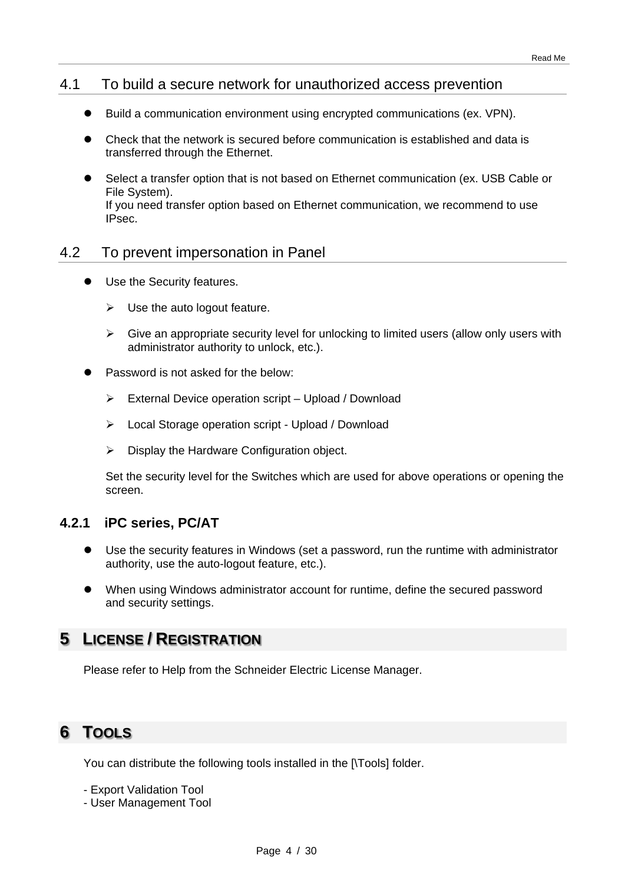## 4.1 To build a secure network for unauthorized access prevention

- Build a communication environment using encrypted communications (ex. VPN).
- Check that the network is secured before communication is established and data is transferred through the Ethernet.
- Select a transfer option that is not based on Ethernet communication (ex. USB Cable or File System).
  If you need transfer option based on Ethernet communication, we recommend to use IPsec.

## 4.2 To prevent impersonation in Panel

- Use the Security features.
  - Use the auto logout feature.
  - Give an appropriate security level for unlocking to limited users (allow only users with administrator authority to unlock, etc.).
- Password is not asked for the below:
  - External Device operation script – Upload / Download
  - Local Storage operation script - Upload / Download
  - Display the Hardware Configuration object.

  Set the security level for the Switches which are used for above operations or opening the screen.

### 4.2.1 iPC series, PC/AT

- Use the security features in Windows (set a password, run the runtime with administrator authority, use the auto-logout feature, etc.).
- When using Windows administrator account for runtime, define the secured password and security settings.

# 5 LICENSE / REGISTRATION

Please refer to Help from the Schneider Electric License Manager.

# 6 TOOLS

You can distribute the following tools installed in the [\Tools] folder.

- Export Validation Tool
- User Management Tool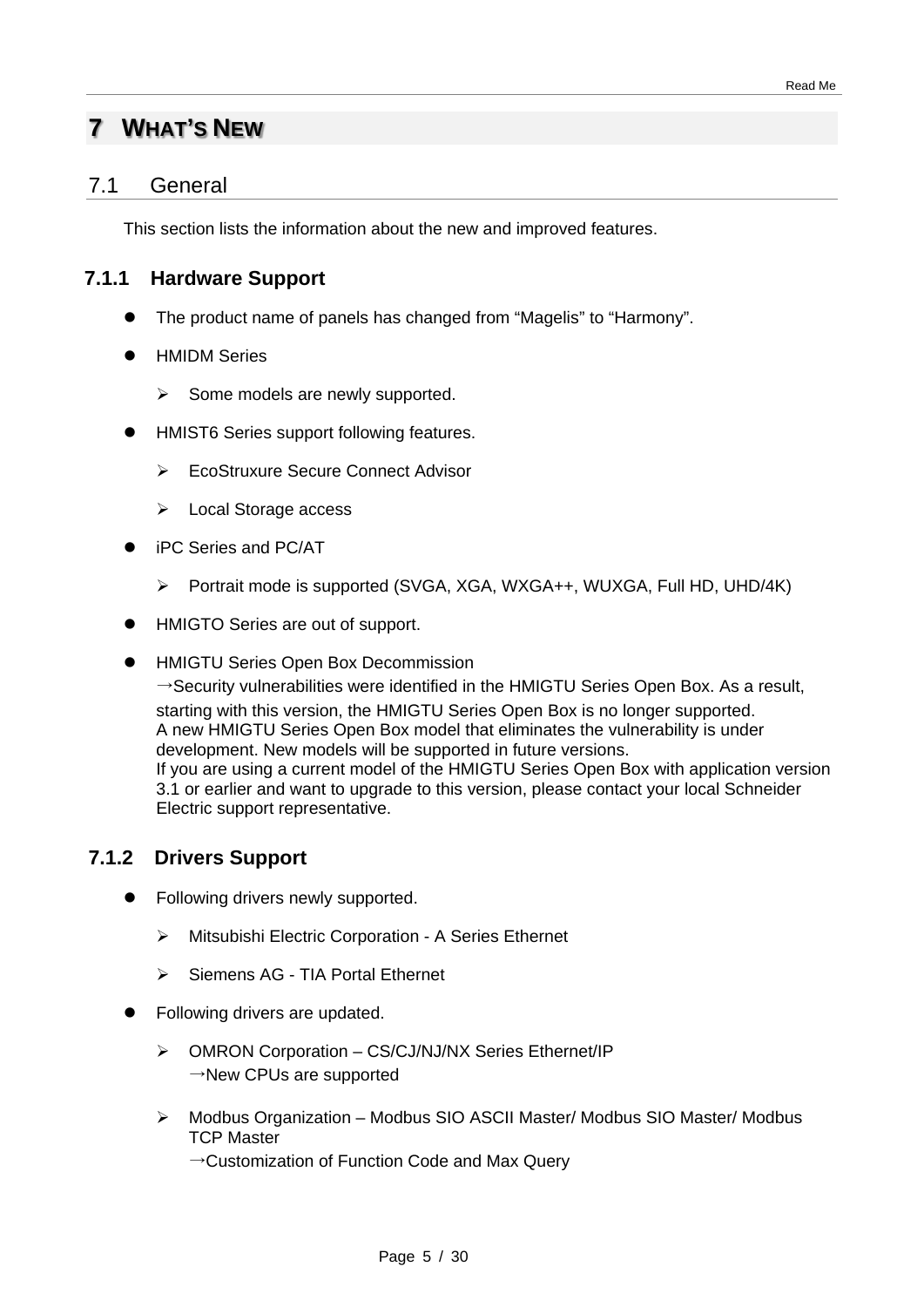# 7 WHAT'S NEW

## 7.1 General

This section lists the information about the new and improved features.

### 7.1.1 Hardware Support

- The product name of panels has changed from "Magelis" to "Harmony".
- HMIDM Series
  - Some models are newly supported.
- HMIST6 Series support following features.
  - EcoStruxure Secure Connect Advisor
  - Local Storage access
- iPC Series and PC/AT
  - Portrait mode is supported (SVGA, XGA, WXGA++, WUXGA, Full HD, UHD/4K)
- HMIGTO Series are out of support.
- HMIGTU Series Open Box Decommission
  →Security vulnerabilities were identified in the HMIGTU Series Open Box. As a result, starting with this version, the HMIGTU Series Open Box is no longer supported.
  A new HMIGTU Series Open Box model that eliminates the vulnerability is under development. New models will be supported in future versions.
  If you are using a current model of the HMIGTU Series Open Box with application version 3.1 or earlier and want to upgrade to this version, please contact your local Schneider Electric support representative.

### 7.1.2 Drivers Support

- Following drivers newly supported.
  - Mitsubishi Electric Corporation - A Series Ethernet
  - Siemens AG - TIA Portal Ethernet
- Following drivers are updated.
  - OMRON Corporation – CS/CJ/NJ/NX Series Ethernet/IP
    →New CPUs are supported
  - Modbus Organization – Modbus SIO ASCII Master/ Modbus SIO Master/ Modbus TCP Master
    →Customization of Function Code and Max Query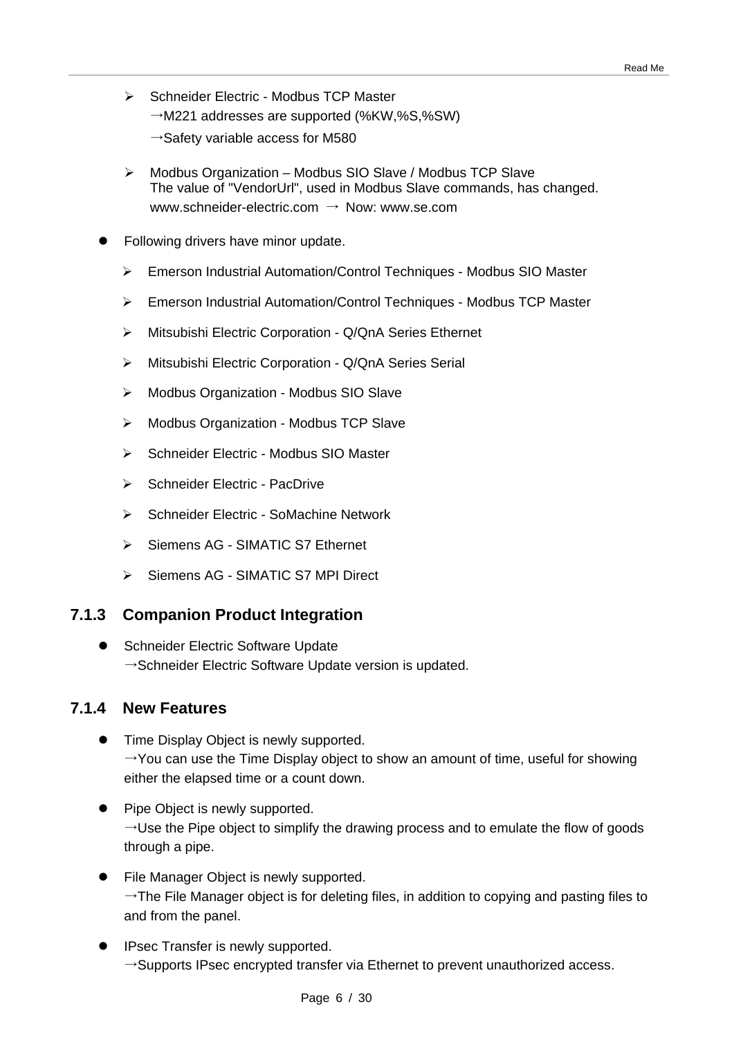- Schneider Electric - Modbus TCP Master
  →M221 addresses are supported (%KW,%S,%SW)
  →Safety variable access for M580

- Modbus Organization – Modbus SIO Slave / Modbus TCP Slave
  The value of "VendorUrl", used in Modbus Slave commands, has changed.
  www.schneider-electric.com → Now: www.se.com

- Following drivers have minor update.
  - Emerson Industrial Automation/Control Techniques - Modbus SIO Master
  - Emerson Industrial Automation/Control Techniques - Modbus TCP Master
  - Mitsubishi Electric Corporation - Q/QnA Series Ethernet
  - Mitsubishi Electric Corporation - Q/QnA Series Serial
  - Modbus Organization - Modbus SIO Slave
  - Modbus Organization - Modbus TCP Slave
  - Schneider Electric - Modbus SIO Master
  - Schneider Electric - PacDrive
  - Schneider Electric - SoMachine Network
  - Siemens AG - SIMATIC S7 Ethernet
  - Siemens AG - SIMATIC S7 MPI Direct

### 7.1.3 Companion Product Integration

- Schneider Electric Software Update
  →Schneider Electric Software Update version is updated.

### 7.1.4 New Features

- Time Display Object is newly supported.
  →You can use the Time Display object to show an amount of time, useful for showing either the elapsed time or a count down.

- Pipe Object is newly supported.
  →Use the Pipe object to simplify the drawing process and to emulate the flow of goods through a pipe.

- File Manager Object is newly supported.
  →The File Manager object is for deleting files, in addition to copying and pasting files to and from the panel.

- IPsec Transfer is newly supported.
  →Supports IPsec encrypted transfer via Ethernet to prevent unauthorized access.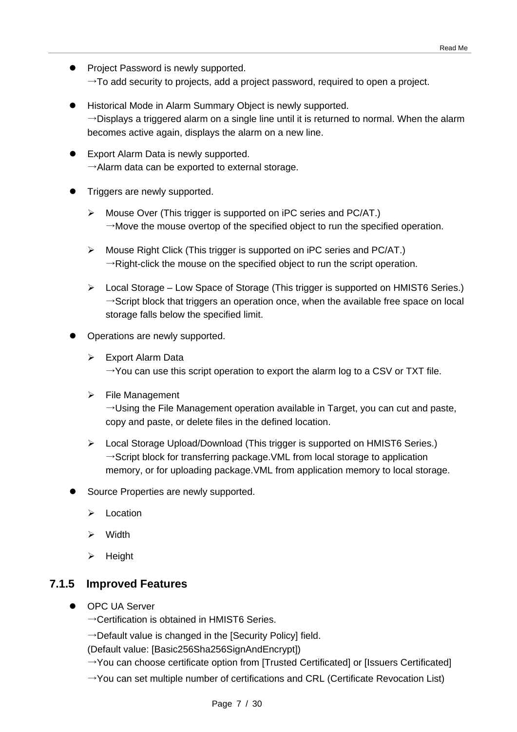- Project Password is newly supported.
  →To add security to projects, add a project password, required to open a project.

- Historical Mode in Alarm Summary Object is newly supported.
  →Displays a triggered alarm on a single line until it is returned to normal. When the alarm becomes active again, displays the alarm on a new line.

- Export Alarm Data is newly supported.
  →Alarm data can be exported to external storage.

- Triggers are newly supported.
  - Mouse Over (This trigger is supported on iPC series and PC/AT.)
    →Move the mouse overtop of the specified object to run the specified operation.
  - Mouse Right Click (This trigger is supported on iPC series and PC/AT.)
    →Right-click the mouse on the specified object to run the script operation.
  - Local Storage – Low Space of Storage (This trigger is supported on HMIST6 Series.)
    →Script block that triggers an operation once, when the available free space on local storage falls below the specified limit.

- Operations are newly supported.
  - Export Alarm Data
    →You can use this script operation to export the alarm log to a CSV or TXT file.
  - File Management
    →Using the File Management operation available in Target, you can cut and paste, copy and paste, or delete files in the defined location.
  - Local Storage Upload/Download (This trigger is supported on HMIST6 Series.)
    →Script block for transferring package.VML from local storage to application memory, or for uploading package.VML from application memory to local storage.

- Source Properties are newly supported.
  - Location
  - Width
  - Height

### 7.1.5 Improved Features

- OPC UA Server
  →Certification is obtained in HMIST6 Series.
  →Default value is changed in the [Security Policy] field.
  (Default value: [Basic256Sha256SignAndEncrypt])
  →You can choose certificate option from [Trusted Certificated] or [Issuers Certificated]
  →You can set multiple number of certifications and CRL (Certificate Revocation List)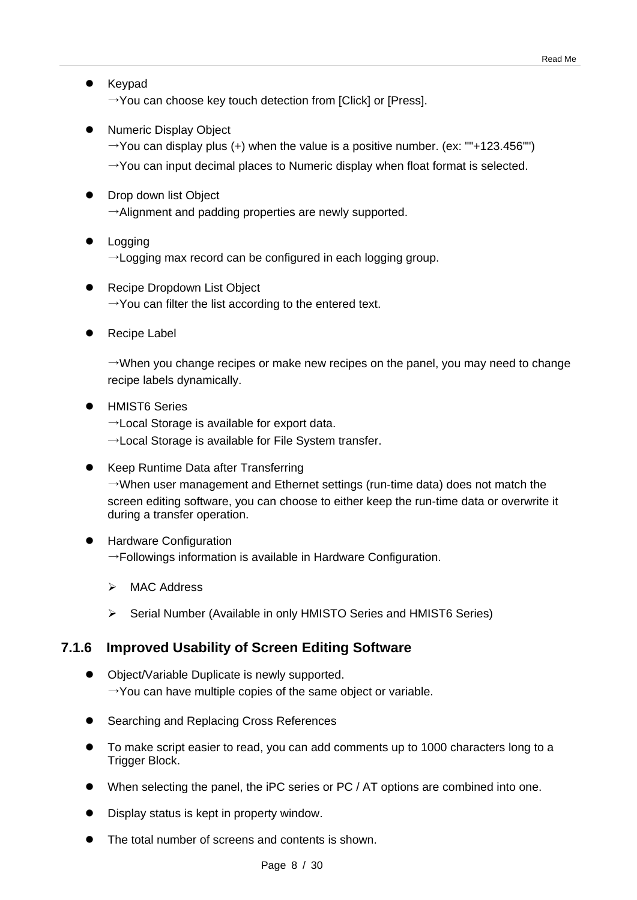- Keypad
  →You can choose key touch detection from [Click] or [Press].

- Numeric Display Object
  →You can display plus (+) when the value is a positive number. (ex: ""+123.456"")
  →You can input decimal places to Numeric display when float format is selected.

- Drop down list Object
  →Alignment and padding properties are newly supported.

- Logging
  →Logging max record can be configured in each logging group.

- Recipe Dropdown List Object
  →You can filter the list according to the entered text.

- Recipe Label

  →When you change recipes or make new recipes on the panel, you may need to change recipe labels dynamically.

- HMIST6 Series
  →Local Storage is available for export data.
  →Local Storage is available for File System transfer.

- Keep Runtime Data after Transferring
  →When user management and Ethernet settings (run-time data) does not match the screen editing software, you can choose to either keep the run-time data or overwrite it during a transfer operation.

- Hardware Configuration
  →Followings information is available in Hardware Configuration.

  - MAC Address

  - Serial Number (Available in only HMISTO Series and HMIST6 Series)

### 7.1.6 Improved Usability of Screen Editing Software

- Object/Variable Duplicate is newly supported.
  →You can have multiple copies of the same object or variable.

- Searching and Replacing Cross References

- To make script easier to read, you can add comments up to 1000 characters long to a Trigger Block.

- When selecting the panel, the iPC series or PC / AT options are combined into one.

- Display status is kept in property window.

- The total number of screens and contents is shown.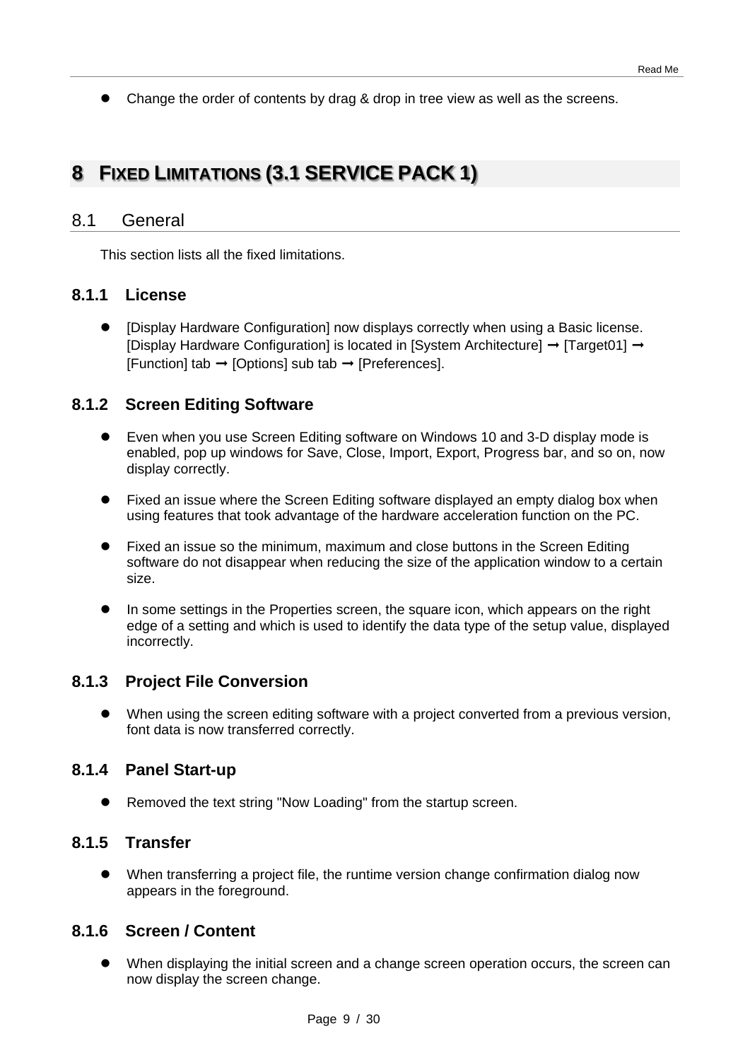- Change the order of contents by drag & drop in tree view as well as the screens.

# 8 FIXED LIMITATIONS (3.1 SERVICE PACK 1)

## 8.1 General

This section lists all the fixed limitations.

### 8.1.1 License

- [Display Hardware Configuration] now displays correctly when using a Basic license. [Display Hardware Configuration] is located in [System Architecture] ➞ [Target01] ➞ [Function] tab ➞ [Options] sub tab ➞ [Preferences].

### 8.1.2 Screen Editing Software

- Even when you use Screen Editing software on Windows 10 and 3-D display mode is enabled, pop up windows for Save, Close, Import, Export, Progress bar, and so on, now display correctly.
- Fixed an issue where the Screen Editing software displayed an empty dialog box when using features that took advantage of the hardware acceleration function on the PC.
- Fixed an issue so the minimum, maximum and close buttons in the Screen Editing software do not disappear when reducing the size of the application window to a certain size.
- In some settings in the Properties screen, the square icon, which appears on the right edge of a setting and which is used to identify the data type of the setup value, displayed incorrectly.

### 8.1.3 Project File Conversion

- When using the screen editing software with a project converted from a previous version, font data is now transferred correctly.

### 8.1.4 Panel Start-up

- Removed the text string "Now Loading" from the startup screen.

### 8.1.5 Transfer

- When transferring a project file, the runtime version change confirmation dialog now appears in the foreground.

### 8.1.6 Screen / Content

- When displaying the initial screen and a change screen operation occurs, the screen can now display the screen change.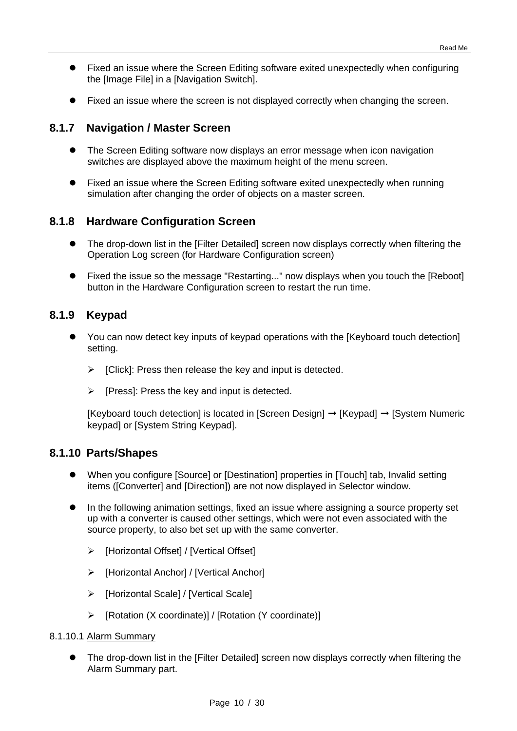- Fixed an issue where the Screen Editing software exited unexpectedly when configuring the [Image File] in a [Navigation Switch].
- Fixed an issue where the screen is not displayed correctly when changing the screen.

### 8.1.7 Navigation / Master Screen

- The Screen Editing software now displays an error message when icon navigation switches are displayed above the maximum height of the menu screen.
- Fixed an issue where the Screen Editing software exited unexpectedly when running simulation after changing the order of objects on a master screen.

### 8.1.8 Hardware Configuration Screen

- The drop-down list in the [Filter Detailed] screen now displays correctly when filtering the Operation Log screen (for Hardware Configuration screen)
- Fixed the issue so the message "Restarting..." now displays when you touch the [Reboot] button in the Hardware Configuration screen to restart the run time.

### 8.1.9 Keypad

- You can now detect key inputs of keypad operations with the [Keyboard touch detection] setting.
  - [Click]: Press then release the key and input is detected.
  - [Press]: Press the key and input is detected.

  [Keyboard touch detection] is located in [Screen Design] ➞ [Keypad] ➞ [System Numeric keypad] or [System String Keypad].

### 8.1.10 Parts/Shapes

- When you configure [Source] or [Destination] properties in [Touch] tab, Invalid setting items ([Converter] and [Direction]) are not now displayed in Selector window.
- In the following animation settings, fixed an issue where assigning a source property set up with a converter is caused other settings, which were not even associated with the source property, to also bet set up with the same converter.
  - [Horizontal Offset] / [Vertical Offset]
  - [Horizontal Anchor] / [Vertical Anchor]
  - [Horizontal Scale] / [Vertical Scale]
  - [Rotation (X coordinate)] / [Rotation (Y coordinate)]

#### 8.1.10.1 Alarm Summary

- The drop-down list in the [Filter Detailed] screen now displays correctly when filtering the Alarm Summary part.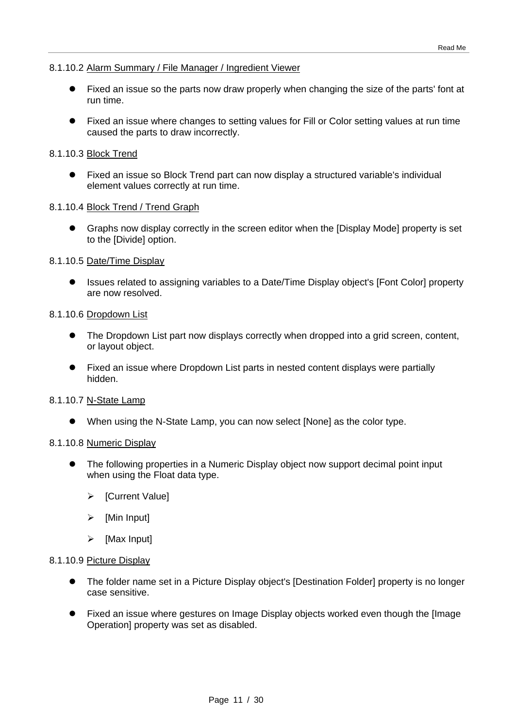#### 8.1.10.2 Alarm Summary / File Manager / Ingredient Viewer

- Fixed an issue so the parts now draw properly when changing the size of the parts' font at run time.
- Fixed an issue where changes to setting values for Fill or Color setting values at run time caused the parts to draw incorrectly.

#### 8.1.10.3 Block Trend

- Fixed an issue so Block Trend part can now display a structured variable's individual element values correctly at run time.

#### 8.1.10.4 Block Trend / Trend Graph

- Graphs now display correctly in the screen editor when the [Display Mode] property is set to the [Divide] option.

#### 8.1.10.5 Date/Time Display

- Issues related to assigning variables to a Date/Time Display object's [Font Color] property are now resolved.

#### 8.1.10.6 Dropdown List

- The Dropdown List part now displays correctly when dropped into a grid screen, content, or layout object.
- Fixed an issue where Dropdown List parts in nested content displays were partially hidden.

#### 8.1.10.7 N-State Lamp

- When using the N-State Lamp, you can now select [None] as the color type.

#### 8.1.10.8 Numeric Display

- The following properties in a Numeric Display object now support decimal point input when using the Float data type.
  - [Current Value]
  - [Min Input]
  - [Max Input]

#### 8.1.10.9 Picture Display

- The folder name set in a Picture Display object's [Destination Folder] property is no longer case sensitive.
- Fixed an issue where gestures on Image Display objects worked even though the [Image Operation] property was set as disabled.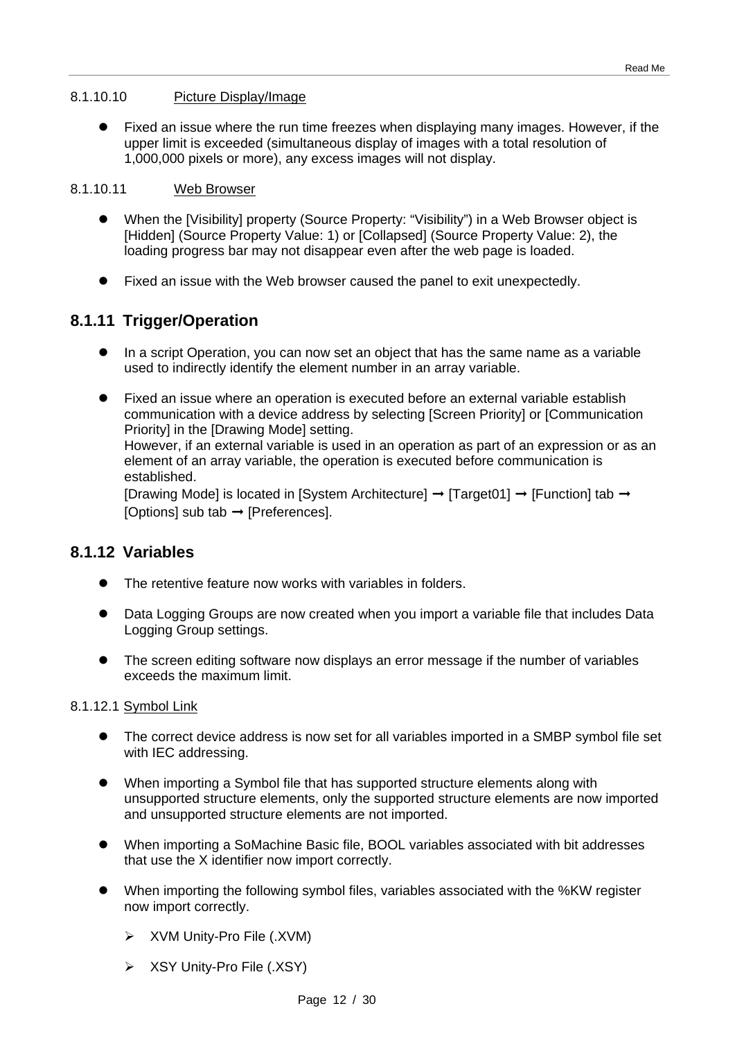#### 8.1.10.10 Picture Display/Image

- Fixed an issue where the run time freezes when displaying many images. However, if the upper limit is exceeded (simultaneous display of images with a total resolution of 1,000,000 pixels or more), any excess images will not display.

#### 8.1.10.11 Web Browser

- When the [Visibility] property (Source Property: “Visibility”) in a Web Browser object is [Hidden] (Source Property Value: 1) or [Collapsed] (Source Property Value: 2), the loading progress bar may not disappear even after the web page is loaded.

- Fixed an issue with the Web browser caused the panel to exit unexpectedly.

### 8.1.11 Trigger/Operation

- In a script Operation, you can now set an object that has the same name as a variable used to indirectly identify the element number in an array variable.

- Fixed an issue where an operation is executed before an external variable establish communication with a device address by selecting [Screen Priority] or [Communication Priority] in the [Drawing Mode] setting.
  However, if an external variable is used in an operation as part of an expression or as an element of an array variable, the operation is executed before communication is established.
  [Drawing Mode] is located in [System Architecture] ➞ [Target01] ➞ [Function] tab ➞ [Options] sub tab ➞ [Preferences].

### 8.1.12 Variables

- The retentive feature now works with variables in folders.

- Data Logging Groups are now created when you import a variable file that includes Data Logging Group settings.

- The screen editing software now displays an error message if the number of variables exceeds the maximum limit.

#### 8.1.12.1 Symbol Link

- The correct device address is now set for all variables imported in a SMBP symbol file set with IEC addressing.

- When importing a Symbol file that has supported structure elements along with unsupported structure elements, only the supported structure elements are now imported and unsupported structure elements are not imported.

- When importing a SoMachine Basic file, BOOL variables associated with bit addresses that use the X identifier now import correctly.

- When importing the following symbol files, variables associated with the %KW register now import correctly.
  - XVM Unity-Pro File (.XVM)
  - XSY Unity-Pro File (.XSY)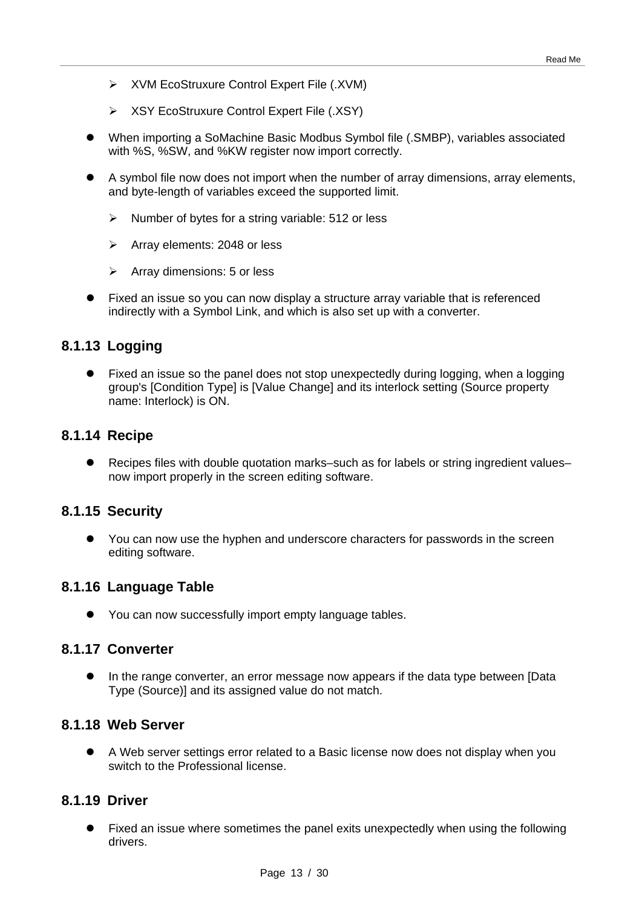- XVM EcoStruxure Control Expert File (.XVM)
    - XSY EcoStruxure Control Expert File (.XSY)

- When importing a SoMachine Basic Modbus Symbol file (.SMBP), variables associated with %S, %SW, and %KW register now import correctly.

- A symbol file now does not import when the number of array dimensions, array elements, and byte-length of variables exceed the supported limit.
    - Number of bytes for a string variable: 512 or less
    - Array elements: 2048 or less
    - Array dimensions: 5 or less

- Fixed an issue so you can now display a structure array variable that is referenced indirectly with a Symbol Link, and which is also set up with a converter.

### 8.1.13 Logging

- Fixed an issue so the panel does not stop unexpectedly during logging, when a logging group's [Condition Type] is [Value Change] and its interlock setting (Source property name: Interlock) is ON.

### 8.1.14 Recipe

- Recipes files with double quotation marks–such as for labels or string ingredient values–now import properly in the screen editing software.

### 8.1.15 Security

- You can now use the hyphen and underscore characters for passwords in the screen editing software.

### 8.1.16 Language Table

- You can now successfully import empty language tables.

### 8.1.17 Converter

- In the range converter, an error message now appears if the data type between [Data Type (Source)] and its assigned value do not match.

### 8.1.18 Web Server

- A Web server settings error related to a Basic license now does not display when you switch to the Professional license.

### 8.1.19 Driver

- Fixed an issue where sometimes the panel exits unexpectedly when using the following drivers.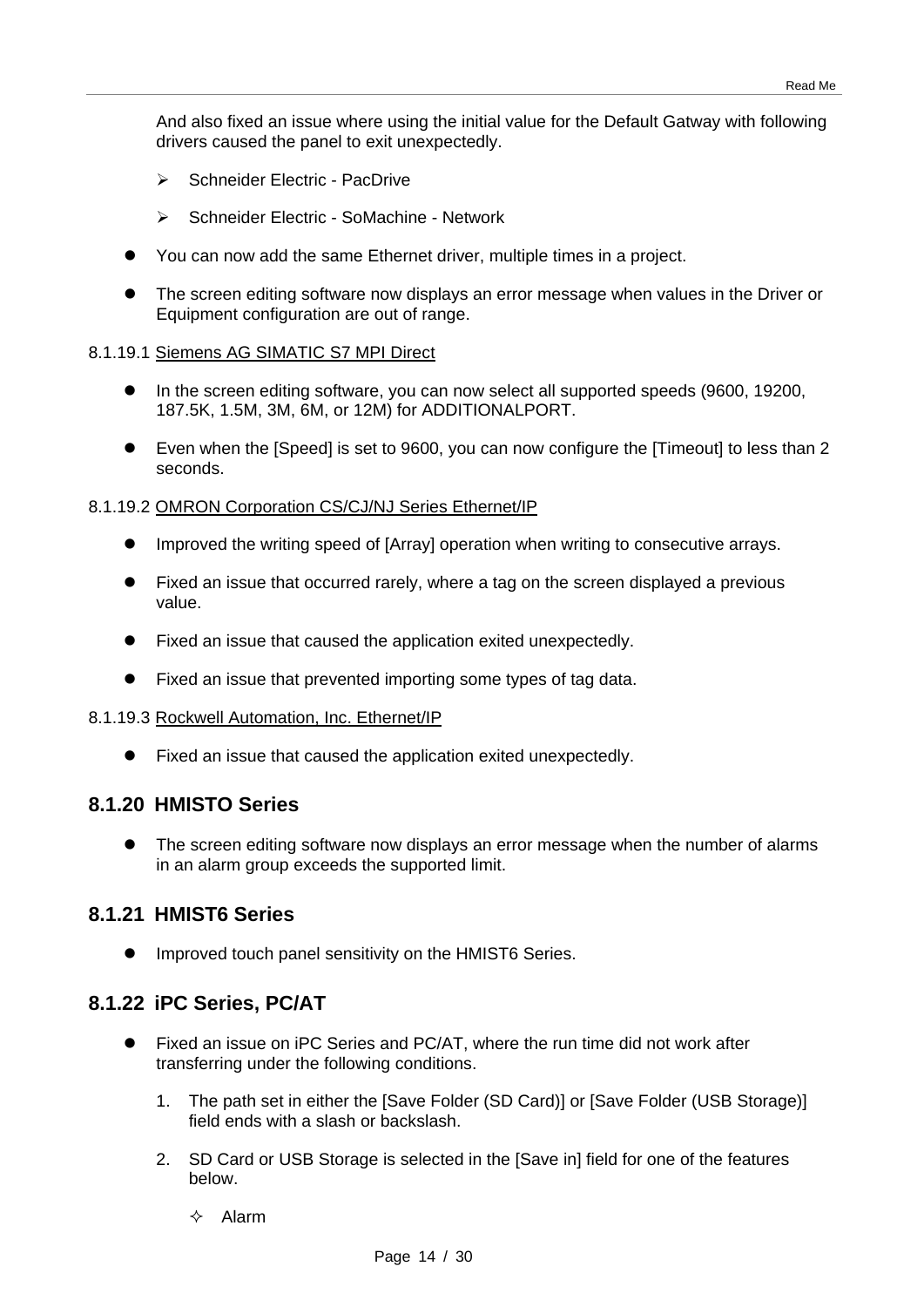And also fixed an issue where using the initial value for the Default Gatway with following drivers caused the panel to exit unexpectedly.

- Schneider Electric - PacDrive
- Schneider Electric - SoMachine - Network

- You can now add the same Ethernet driver, multiple times in a project.
- The screen editing software now displays an error message when values in the Driver or Equipment configuration are out of range.

8.1.19.1 Siemens AG SIMATIC S7 MPI Direct

- In the screen editing software, you can now select all supported speeds (9600, 19200, 187.5K, 1.5M, 3M, 6M, or 12M) for ADDITIONALPORT.
- Even when the [Speed] is set to 9600, you can now configure the [Timeout] to less than 2 seconds.

8.1.19.2 OMRON Corporation CS/CJ/NJ Series Ethernet/IP

- Improved the writing speed of [Array] operation when writing to consecutive arrays.
- Fixed an issue that occurred rarely, where a tag on the screen displayed a previous value.
- Fixed an issue that caused the application exited unexpectedly.
- Fixed an issue that prevented importing some types of tag data.

8.1.19.3 Rockwell Automation, Inc. Ethernet/IP

- Fixed an issue that caused the application exited unexpectedly.

### 8.1.20 HMISTO Series

- The screen editing software now displays an error message when the number of alarms in an alarm group exceeds the supported limit.

### 8.1.21 HMIST6 Series

- Improved touch panel sensitivity on the HMIST6 Series.

### 8.1.22 iPC Series, PC/AT

- Fixed an issue on iPC Series and PC/AT, where the run time did not work after transferring under the following conditions.
  1. The path set in either the [Save Folder (SD Card)] or [Save Folder (USB Storage)] field ends with a slash or backslash.
  2. SD Card or USB Storage is selected in the [Save in] field for one of the features below.
     - Alarm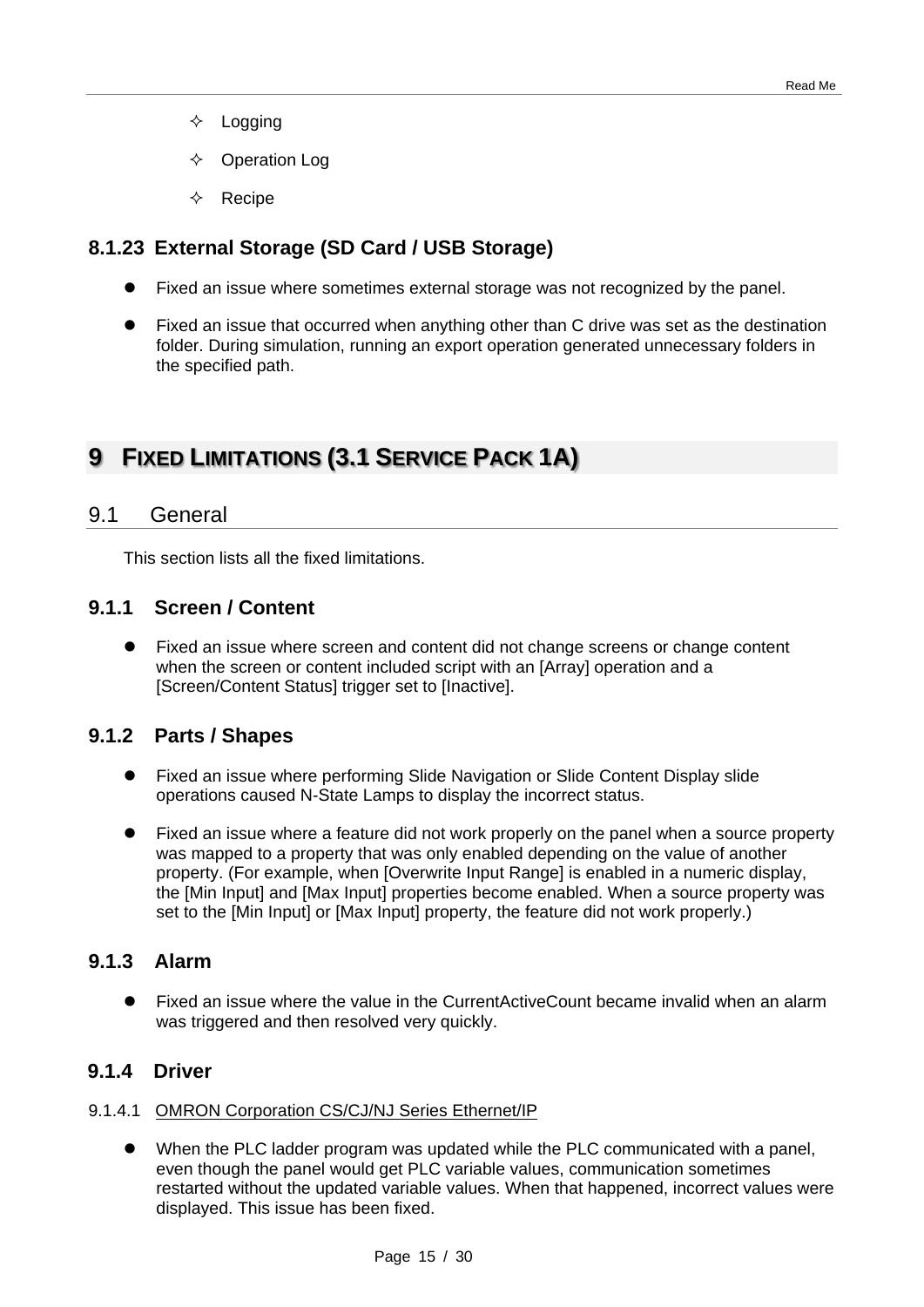- ✧ Logging
- ✧ Operation Log
- ✧ Recipe

### 8.1.23 External Storage (SD Card / USB Storage)

- Fixed an issue where sometimes external storage was not recognized by the panel.
- Fixed an issue that occurred when anything other than C drive was set as the destination folder. During simulation, running an export operation generated unnecessary folders in the specified path.

# 9 FIXED LIMITATIONS (3.1 SERVICE PACK 1A)

## 9.1 General

This section lists all the fixed limitations.

### 9.1.1 Screen / Content

- Fixed an issue where screen and content did not change screens or change content when the screen or content included script with an [Array] operation and a [Screen/Content Status] trigger set to [Inactive].

### 9.1.2 Parts / Shapes

- Fixed an issue where performing Slide Navigation or Slide Content Display slide operations caused N-State Lamps to display the incorrect status.
- Fixed an issue where a feature did not work properly on the panel when a source property was mapped to a property that was only enabled depending on the value of another property. (For example, when [Overwrite Input Range] is enabled in a numeric display, the [Min Input] and [Max Input] properties become enabled. When a source property was set to the [Min Input] or [Max Input] property, the feature did not work properly.)

### 9.1.3 Alarm

- Fixed an issue where the value in the CurrentActiveCount became invalid when an alarm was triggered and then resolved very quickly.

### 9.1.4 Driver

#### 9.1.4.1 OMRON Corporation CS/CJ/NJ Series Ethernet/IP

- When the PLC ladder program was updated while the PLC communicated with a panel, even though the panel would get PLC variable values, communication sometimes restarted without the updated variable values. When that happened, incorrect values were displayed. This issue has been fixed.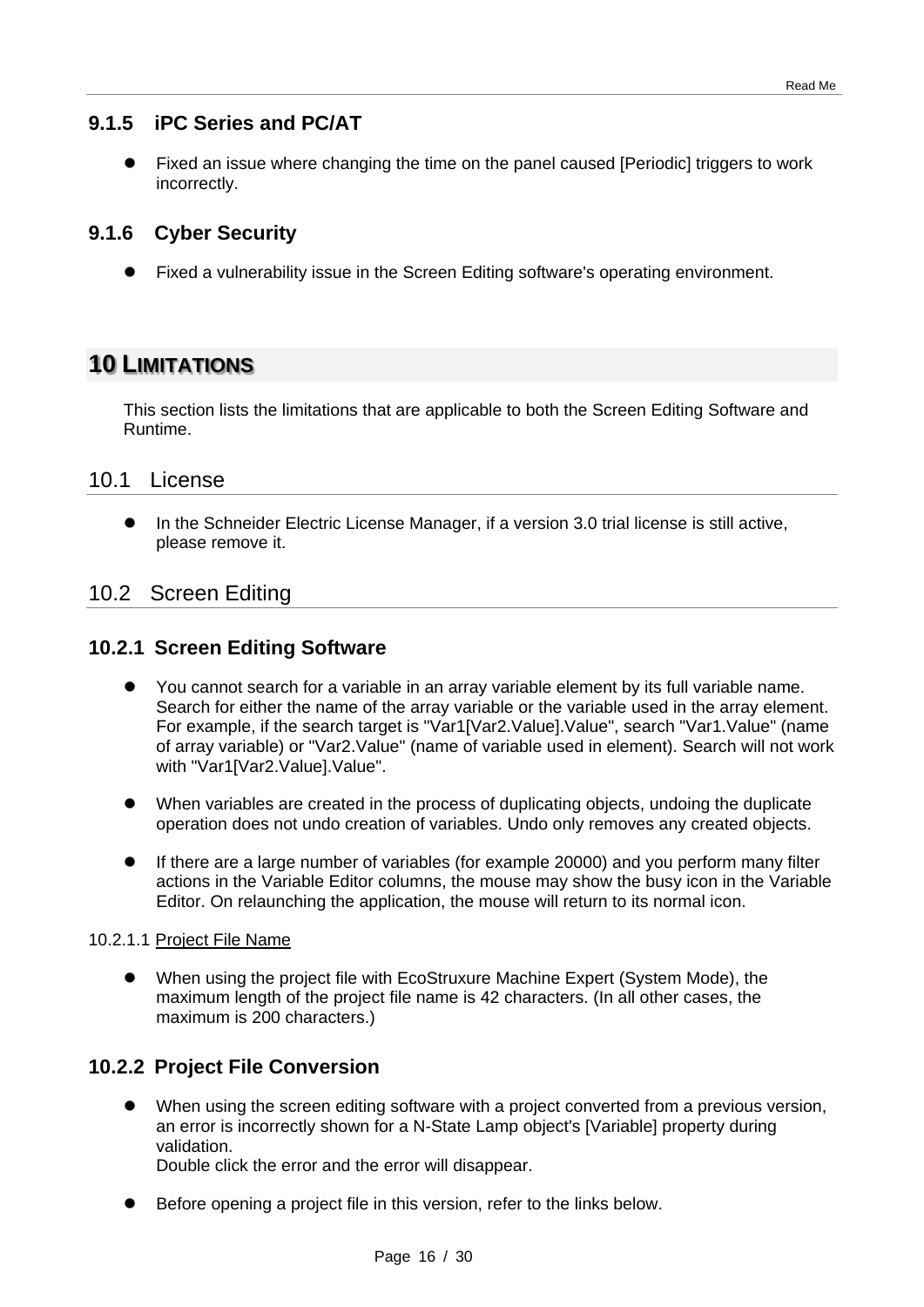### 9.1.5 iPC Series and PC/AT

- Fixed an issue where changing the time on the panel caused [Periodic] triggers to work incorrectly.

### 9.1.6 Cyber Security

- Fixed a vulnerability issue in the Screen Editing software's operating environment.

# 10 LIMITATIONS

This section lists the limitations that are applicable to both the Screen Editing Software and Runtime.

## 10.1 License

- In the Schneider Electric License Manager, if a version 3.0 trial license is still active, please remove it.

## 10.2 Screen Editing

### 10.2.1 Screen Editing Software

- You cannot search for a variable in an array variable element by its full variable name. Search for either the name of the array variable or the variable used in the array element. For example, if the search target is "Var1[Var2.Value].Value", search "Var1.Value" (name of array variable) or "Var2.Value" (name of variable used in element). Search will not work with "Var1[Var2.Value].Value".

- When variables are created in the process of duplicating objects, undoing the duplicate operation does not undo creation of variables. Undo only removes any created objects.

- If there are a large number of variables (for example 20000) and you perform many filter actions in the Variable Editor columns, the mouse may show the busy icon in the Variable Editor. On relaunching the application, the mouse will return to its normal icon.

#### 10.2.1.1 Project File Name

- When using the project file with EcoStruxure Machine Expert (System Mode), the maximum length of the project file name is 42 characters. (In all other cases, the maximum is 200 characters.)

### 10.2.2 Project File Conversion

- When using the screen editing software with a project converted from a previous version, an error is incorrectly shown for a N-State Lamp object's [Variable] property during validation.
  Double click the error and the error will disappear.

- Before opening a project file in this version, refer to the links below.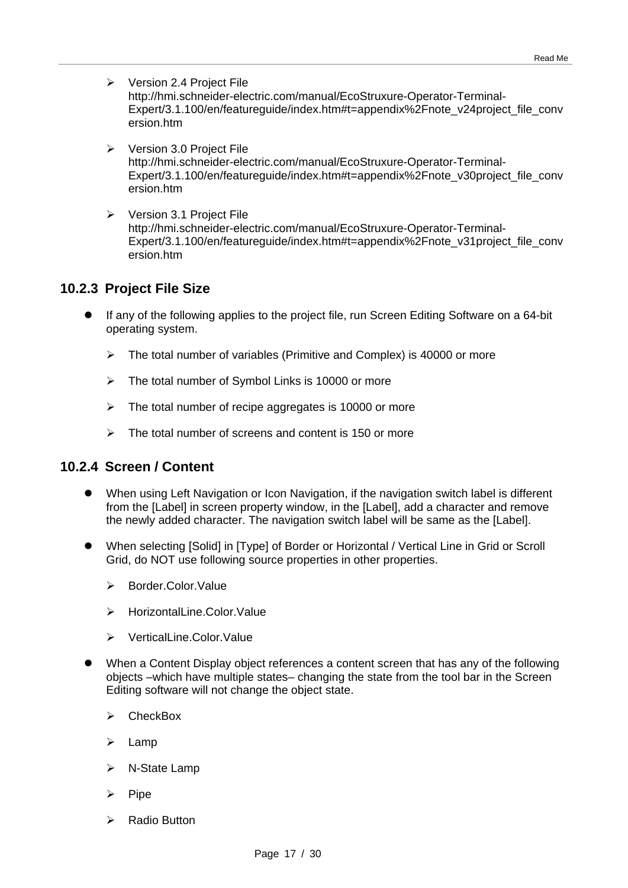- Version 2.4 Project File
  http://hmi.schneider-electric.com/manual/EcoStruxure-Operator-Terminal-Expert/3.1.100/en/featureguide/index.htm#t=appendix%2Fnote_v24project_file_conversion.htm

- Version 3.0 Project File
  http://hmi.schneider-electric.com/manual/EcoStruxure-Operator-Terminal-Expert/3.1.100/en/featureguide/index.htm#t=appendix%2Fnote_v30project_file_conversion.htm

- Version 3.1 Project File
  http://hmi.schneider-electric.com/manual/EcoStruxure-Operator-Terminal-Expert/3.1.100/en/featureguide/index.htm#t=appendix%2Fnote_v31project_file_conversion.htm

### 10.2.3 Project File Size

- If any of the following applies to the project file, run Screen Editing Software on a 64-bit operating system.
  - The total number of variables (Primitive and Complex) is 40000 or more
  - The total number of Symbol Links is 10000 or more
  - The total number of recipe aggregates is 10000 or more
  - The total number of screens and content is 150 or more

### 10.2.4 Screen / Content

- When using Left Navigation or Icon Navigation, if the navigation switch label is different from the [Label] in screen property window, in the [Label], add a character and remove the newly added character. The navigation switch label will be same as the [Label].
- When selecting [Solid] in [Type] of Border or Horizontal / Vertical Line in Grid or Scroll Grid, do NOT use following source properties in other properties.
  - Border.Color.Value
  - HorizontalLine.Color.Value
  - VerticalLine.Color.Value
- When a Content Display object references a content screen that has any of the following objects –which have multiple states– changing the state from the tool bar in the Screen Editing software will not change the object state.
  - CheckBox
  - Lamp
  - N-State Lamp
  - Pipe
  - Radio Button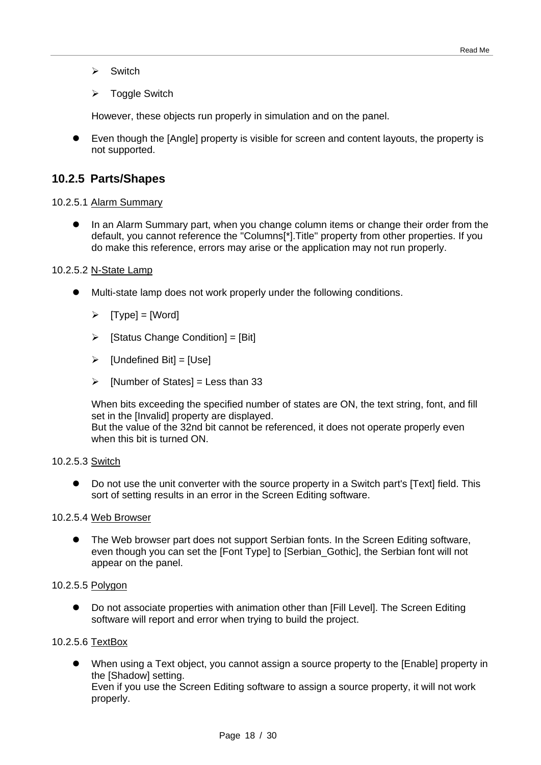- Switch
- Toggle Switch

However, these objects run properly in simulation and on the panel.

- Even though the [Angle] property is visible for screen and content layouts, the property is not supported.

### 10.2.5 Parts/Shapes

10.2.5.1 Alarm Summary

- In an Alarm Summary part, when you change column items or change their order from the default, you cannot reference the "Columns[*].Title" property from other properties. If you do make this reference, errors may arise or the application may not run properly.

10.2.5.2 N-State Lamp

- Multi-state lamp does not work properly under the following conditions.
  - [Type] = [Word]
  - [Status Change Condition] = [Bit]
  - [Undefined Bit] = [Use]
  - [Number of States] = Less than 33

  When bits exceeding the specified number of states are ON, the text string, font, and fill set in the [Invalid] property are displayed.
  But the value of the 32nd bit cannot be referenced, it does not operate properly even when this bit is turned ON.

10.2.5.3 Switch

- Do not use the unit converter with the source property in a Switch part's [Text] field. This sort of setting results in an error in the Screen Editing software.

10.2.5.4 Web Browser

- The Web browser part does not support Serbian fonts. In the Screen Editing software, even though you can set the [Font Type] to [Serbian_Gothic], the Serbian font will not appear on the panel.

10.2.5.5 Polygon

- Do not associate properties with animation other than [Fill Level]. The Screen Editing software will report and error when trying to build the project.

10.2.5.6 TextBox

- When using a Text object, you cannot assign a source property to the [Enable] property in the [Shadow] setting.
  Even if you use the Screen Editing software to assign a source property, it will not work properly.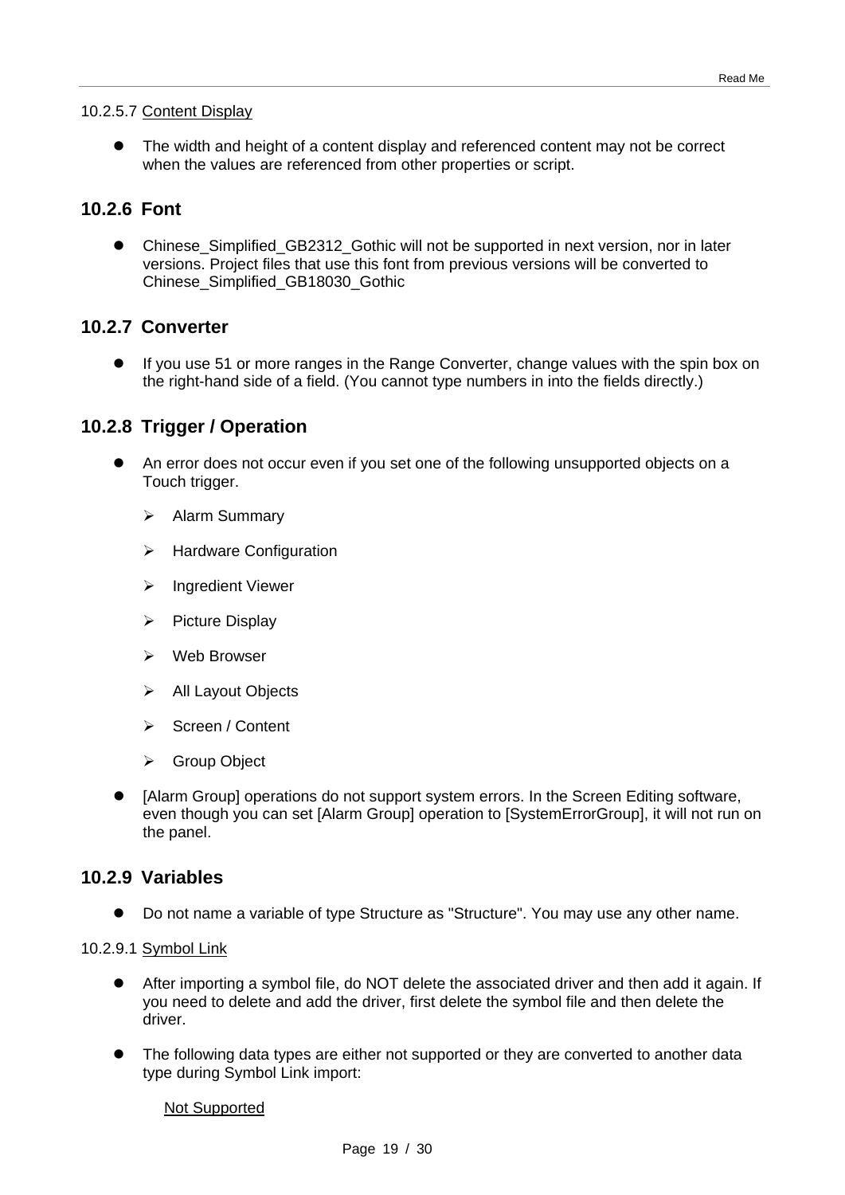10.2.5.7 Content Display

- The width and height of a content display and referenced content may not be correct when the values are referenced from other properties or script.

### 10.2.6 Font

- Chinese_Simplified_GB2312_Gothic will not be supported in next version, nor in later versions. Project files that use this font from previous versions will be converted to Chinese_Simplified_GB18030_Gothic

### 10.2.7 Converter

- If you use 51 or more ranges in the Range Converter, change values with the spin box on the right-hand side of a field. (You cannot type numbers in into the fields directly.)

### 10.2.8 Trigger / Operation

- An error does not occur even if you set one of the following unsupported objects on a Touch trigger.
    - Alarm Summary
    - Hardware Configuration
    - Ingredient Viewer
    - Picture Display
    - Web Browser
    - All Layout Objects
    - Screen / Content
    - Group Object
- [Alarm Group] operations do not support system errors. In the Screen Editing software, even though you can set [Alarm Group] operation to [SystemErrorGroup], it will not run on the panel.

### 10.2.9 Variables

- Do not name a variable of type Structure as "Structure". You may use any other name.

10.2.9.1 Symbol Link

- After importing a symbol file, do NOT delete the associated driver and then add it again. If you need to delete and add the driver, first delete the symbol file and then delete the driver.
- The following data types are either not supported or they are converted to another data type during Symbol Link import:

    Not Supported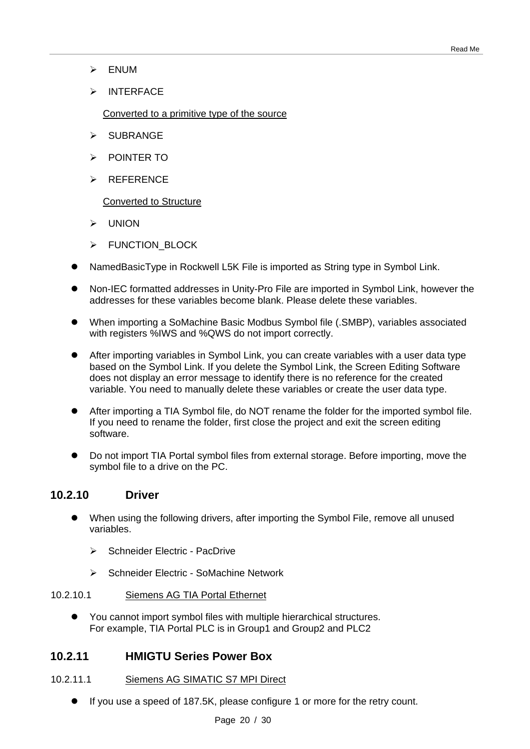- ENUM
- INTERFACE

  Converted to a primitive type of the source

- SUBRANGE
- POINTER TO
- REFERENCE

  Converted to Structure

- UNION
- FUNCTION_BLOCK

- NamedBasicType in Rockwell L5K File is imported as String type in Symbol Link.
- Non-IEC formatted addresses in Unity-Pro File are imported in Symbol Link, however the addresses for these variables become blank. Please delete these variables.
- When importing a SoMachine Basic Modbus Symbol file (.SMBP), variables associated with registers %IWS and %QWS do not import correctly.
- After importing variables in Symbol Link, you can create variables with a user data type based on the Symbol Link. If you delete the Symbol Link, the Screen Editing Software does not display an error message to identify there is no reference for the created variable. You need to manually delete these variables or create the user data type.
- After importing a TIA Symbol file, do NOT rename the folder for the imported symbol file. If you need to rename the folder, first close the project and exit the screen editing software.
- Do not import TIA Portal symbol files from external storage. Before importing, move the symbol file to a drive on the PC.

### 10.2.10 Driver

- When using the following drivers, after importing the Symbol File, remove all unused variables.
  - Schneider Electric - PacDrive
  - Schneider Electric - SoMachine Network

#### 10.2.10.1 Siemens AG TIA Portal Ethernet

- You cannot import symbol files with multiple hierarchical structures.
  For example, TIA Portal PLC is in Group1 and Group2 and PLC2

### 10.2.11 HMIGTU Series Power Box

#### 10.2.11.1 Siemens AG SIMATIC S7 MPI Direct

- If you use a speed of 187.5K, please configure 1 or more for the retry count.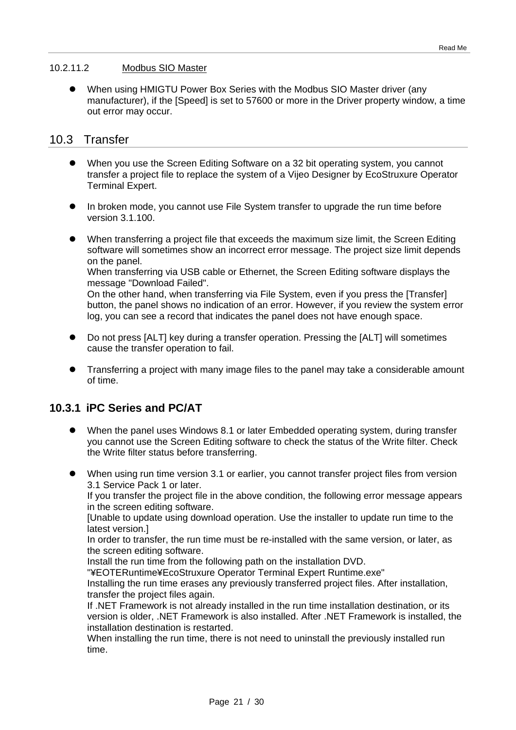#### 10.2.11.2 Modbus SIO Master

- When using HMIGTU Power Box Series with the Modbus SIO Master driver (any manufacturer), if the [Speed] is set to 57600 or more in the Driver property window, a time out error may occur.

## 10.3 Transfer

- When you use the Screen Editing Software on a 32 bit operating system, you cannot transfer a project file to replace the system of a Vijeo Designer by EcoStruxure Operator Terminal Expert.

- In broken mode, you cannot use File System transfer to upgrade the run time before version 3.1.100.

- When transferring a project file that exceeds the maximum size limit, the Screen Editing software will sometimes show an incorrect error message. The project size limit depends on the panel.
  When transferring via USB cable or Ethernet, the Screen Editing software displays the message "Download Failed".
  On the other hand, when transferring via File System, even if you press the [Transfer] button, the panel shows no indication of an error. However, if you review the system error log, you can see a record that indicates the panel does not have enough space.

- Do not press [ALT] key during a transfer operation. Pressing the [ALT] will sometimes cause the transfer operation to fail.

- Transferring a project with many image files to the panel may take a considerable amount of time.

### 10.3.1 iPC Series and PC/AT

- When the panel uses Windows 8.1 or later Embedded operating system, during transfer you cannot use the Screen Editing software to check the status of the Write filter. Check the Write filter status before transferring.

- When using run time version 3.1 or earlier, you cannot transfer project files from version 3.1 Service Pack 1 or later.
  If you transfer the project file in the above condition, the following error message appears in the screen editing software.
  [Unable to update using download operation. Use the installer to update run time to the latest version.]
  In order to transfer, the run time must be re-installed with the same version, or later, as the screen editing software.
  Install the run time from the following path on the installation DVD.
  "¥EOTERuntime¥EcoStruxure Operator Terminal Expert Runtime.exe"
  Installing the run time erases any previously transferred project files. After installation, transfer the project files again.
  If .NET Framework is not already installed in the run time installation destination, or its version is older, .NET Framework is also installed. After .NET Framework is installed, the installation destination is restarted.
  When installing the run time, there is not need to uninstall the previously installed run time.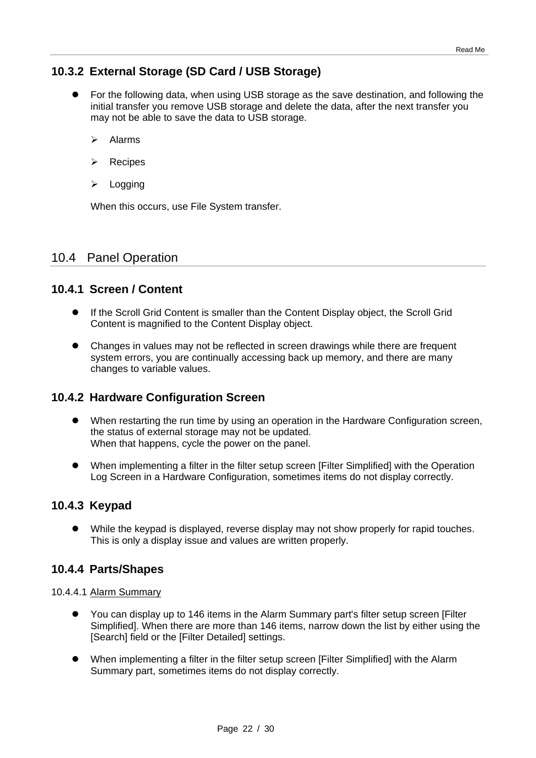### 10.3.2 External Storage (SD Card / USB Storage)

- For the following data, when using USB storage as the save destination, and following the initial transfer you remove USB storage and delete the data, after the next transfer you may not be able to save the data to USB storage.
  - Alarms
  - Recipes
  - Logging

  When this occurs, use File System transfer.

## 10.4 Panel Operation

### 10.4.1 Screen / Content

- If the Scroll Grid Content is smaller than the Content Display object, the Scroll Grid Content is magnified to the Content Display object.
- Changes in values may not be reflected in screen drawings while there are frequent system errors, you are continually accessing back up memory, and there are many changes to variable values.

### 10.4.2 Hardware Configuration Screen

- When restarting the run time by using an operation in the Hardware Configuration screen, the status of external storage may not be updated.  
  When that happens, cycle the power on the panel.
- When implementing a filter in the filter setup screen [Filter Simplified] with the Operation Log Screen in a Hardware Configuration, sometimes items do not display correctly.

### 10.4.3 Keypad

- While the keypad is displayed, reverse display may not show properly for rapid touches. This is only a display issue and values are written properly.

### 10.4.4 Parts/Shapes

#### 10.4.4.1 Alarm Summary

- You can display up to 146 items in the Alarm Summary part's filter setup screen [Filter Simplified]. When there are more than 146 items, narrow down the list by either using the [Search] field or the [Filter Detailed] settings.
- When implementing a filter in the filter setup screen [Filter Simplified] with the Alarm Summary part, sometimes items do not display correctly.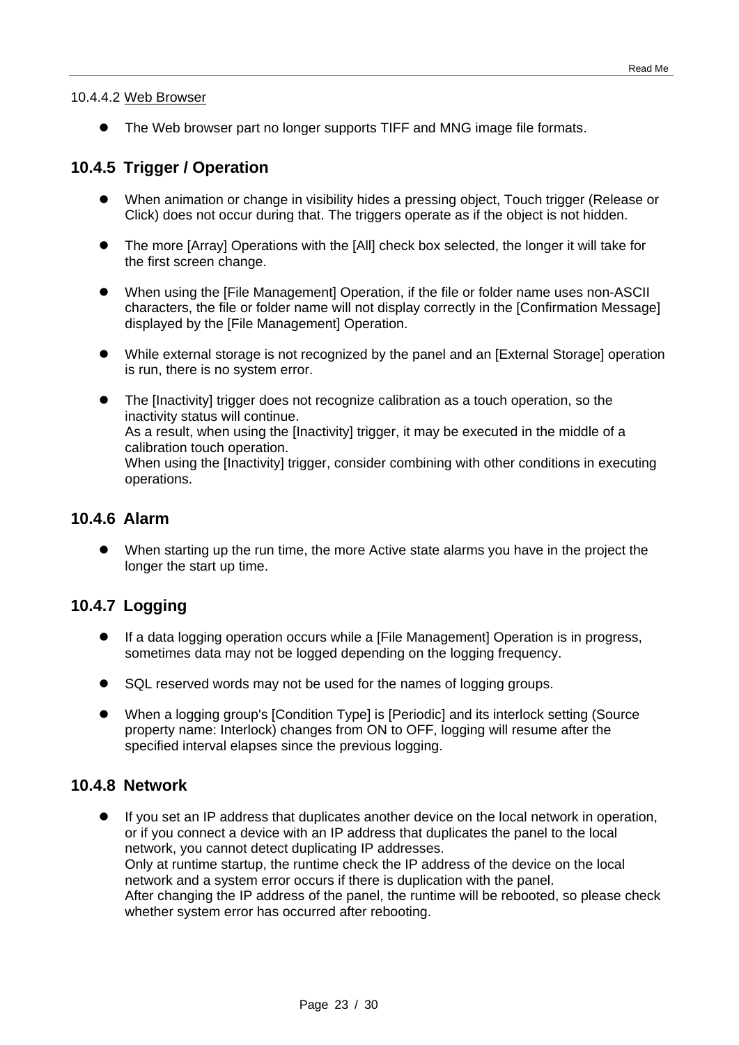10.4.4.2 <u>Web Browser</u>

- The Web browser part no longer supports TIFF and MNG image file formats.

## 10.4.5 Trigger / Operation

- When animation or change in visibility hides a pressing object, Touch trigger (Release or Click) does not occur during that. The triggers operate as if the object is not hidden.

- The more [Array] Operations with the [All] check box selected, the longer it will take for the first screen change.

- When using the [File Management] Operation, if the file or folder name uses non-ASCII characters, the file or folder name will not display correctly in the [Confirmation Message] displayed by the [File Management] Operation.

- While external storage is not recognized by the panel and an [External Storage] operation is run, there is no system error.

- The [Inactivity] trigger does not recognize calibration as a touch operation, so the inactivity status will continue.
  As a result, when using the [Inactivity] trigger, it may be executed in the middle of a calibration touch operation.
  When using the [Inactivity] trigger, consider combining with other conditions in executing operations.

## 10.4.6 Alarm

- When starting up the run time, the more Active state alarms you have in the project the longer the start up time.

## 10.4.7 Logging

- If a data logging operation occurs while a [File Management] Operation is in progress, sometimes data may not be logged depending on the logging frequency.

- SQL reserved words may not be used for the names of logging groups.

- When a logging group's [Condition Type] is [Periodic] and its interlock setting (Source property name: Interlock) changes from ON to OFF, logging will resume after the specified interval elapses since the previous logging.

## 10.4.8 Network

- If you set an IP address that duplicates another device on the local network in operation, or if you connect a device with an IP address that duplicates the panel to the local network, you cannot detect duplicating IP addresses.
  Only at runtime startup, the runtime check the IP address of the device on the local network and a system error occurs if there is duplication with the panel.
  After changing the IP address of the panel, the runtime will be rebooted, so please check whether system error has occurred after rebooting.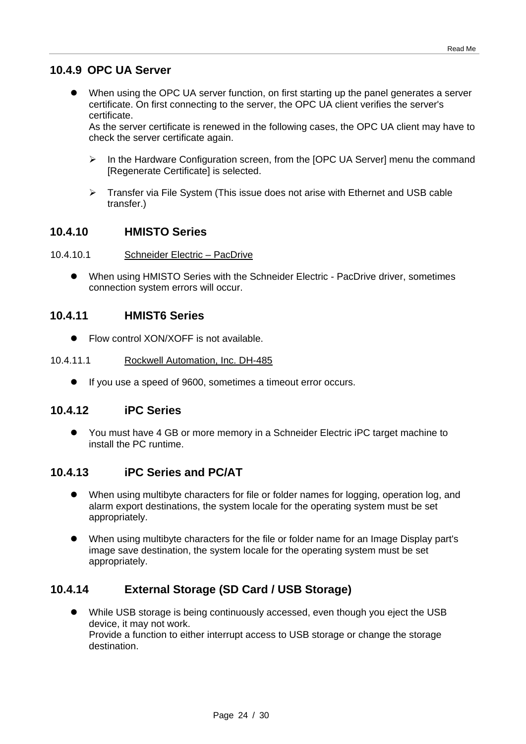### 10.4.9 OPC UA Server

- When using the OPC UA server function, on first starting up the panel generates a server certificate. On first connecting to the server, the OPC UA client verifies the server's certificate.
  As the server certificate is renewed in the following cases, the OPC UA client may have to check the server certificate again.
  - In the Hardware Configuration screen, from the [OPC UA Server] menu the command [Regenerate Certificate] is selected.
  - Transfer via File System (This issue does not arise with Ethernet and USB cable transfer.)

### 10.4.10 HMISTO Series

#### 10.4.10.1 Schneider Electric – PacDrive

- When using HMISTO Series with the Schneider Electric - PacDrive driver, sometimes connection system errors will occur.

### 10.4.11 HMIST6 Series

- Flow control XON/XOFF is not available.

#### 10.4.11.1 Rockwell Automation, Inc. DH-485

- If you use a speed of 9600, sometimes a timeout error occurs.

### 10.4.12 iPC Series

- You must have 4 GB or more memory in a Schneider Electric iPC target machine to install the PC runtime.

### 10.4.13 iPC Series and PC/AT

- When using multibyte characters for file or folder names for logging, operation log, and alarm export destinations, the system locale for the operating system must be set appropriately.
- When using multibyte characters for the file or folder name for an Image Display part's image save destination, the system locale for the operating system must be set appropriately.

### 10.4.14 External Storage (SD Card / USB Storage)

- While USB storage is being continuously accessed, even though you eject the USB device, it may not work.
  Provide a function to either interrupt access to USB storage or change the storage destination.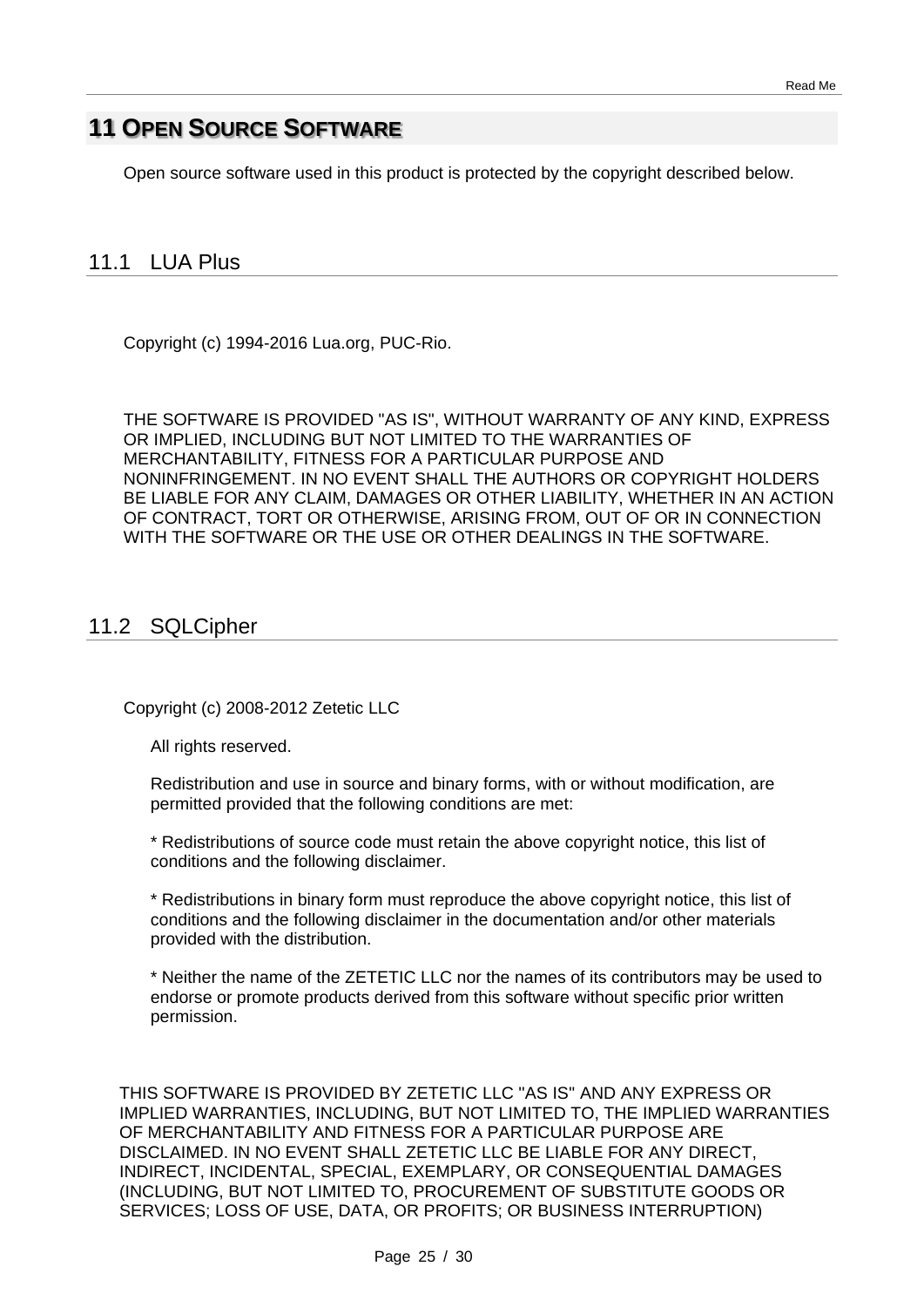# 11 Open Source Software

Open source software used in this product is protected by the copyright described below.

## 11.1 LUA Plus

Copyright (c) 1994-2016 Lua.org, PUC-Rio.

THE SOFTWARE IS PROVIDED "AS IS", WITHOUT WARRANTY OF ANY KIND, EXPRESS OR IMPLIED, INCLUDING BUT NOT LIMITED TO THE WARRANTIES OF MERCHANTABILITY, FITNESS FOR A PARTICULAR PURPOSE AND NONINFRINGEMENT. IN NO EVENT SHALL THE AUTHORS OR COPYRIGHT HOLDERS BE LIABLE FOR ANY CLAIM, DAMAGES OR OTHER LIABILITY, WHETHER IN AN ACTION OF CONTRACT, TORT OR OTHERWISE, ARISING FROM, OUT OF OR IN CONNECTION WITH THE SOFTWARE OR THE USE OR OTHER DEALINGS IN THE SOFTWARE.

## 11.2 SQLCipher

Copyright (c) 2008-2012 Zetetic LLC

All rights reserved.

Redistribution and use in source and binary forms, with or without modification, are permitted provided that the following conditions are met:

* Redistributions of source code must retain the above copyright notice, this list of conditions and the following disclaimer.

* Redistributions in binary form must reproduce the above copyright notice, this list of conditions and the following disclaimer in the documentation and/or other materials provided with the distribution.

* Neither the name of the ZETETIC LLC nor the names of its contributors may be used to endorse or promote products derived from this software without specific prior written permission.

THIS SOFTWARE IS PROVIDED BY ZETETIC LLC "AS IS" AND ANY EXPRESS OR IMPLIED WARRANTIES, INCLUDING, BUT NOT LIMITED TO, THE IMPLIED WARRANTIES OF MERCHANTABILITY AND FITNESS FOR A PARTICULAR PURPOSE ARE DISCLAIMED. IN NO EVENT SHALL ZETETIC LLC BE LIABLE FOR ANY DIRECT, INDIRECT, INCIDENTAL, SPECIAL, EXEMPLARY, OR CONSEQUENTIAL DAMAGES (INCLUDING, BUT NOT LIMITED TO, PROCUREMENT OF SUBSTITUTE GOODS OR SERVICES; LOSS OF USE, DATA, OR PROFITS; OR BUSINESS INTERRUPTION)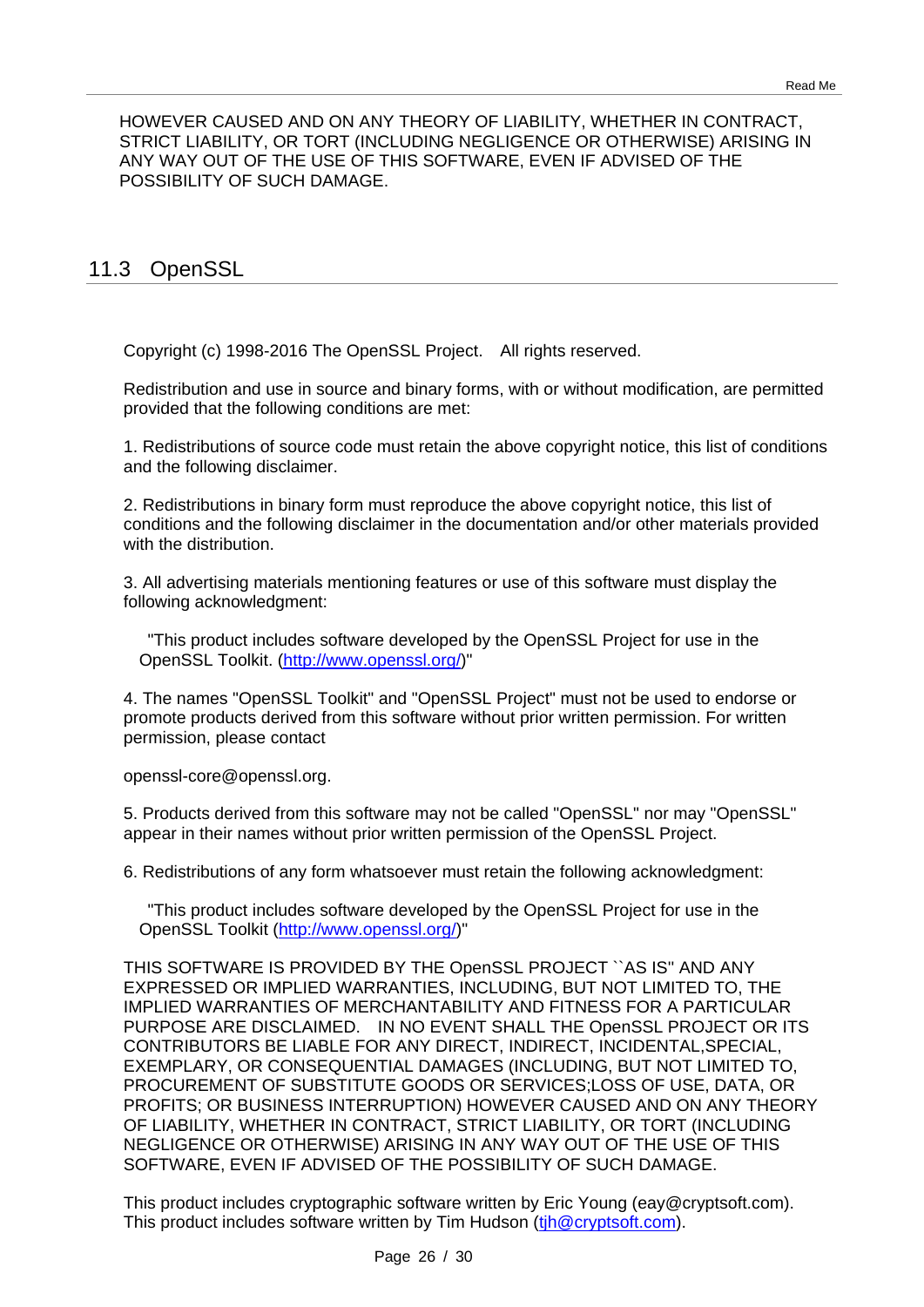HOWEVER CAUSED AND ON ANY THEORY OF LIABILITY, WHETHER IN CONTRACT, STRICT LIABILITY, OR TORT (INCLUDING NEGLIGENCE OR OTHERWISE) ARISING IN ANY WAY OUT OF THE USE OF THIS SOFTWARE, EVEN IF ADVISED OF THE POSSIBILITY OF SUCH DAMAGE.

## 11.3 OpenSSL

Copyright (c) 1998-2016 The OpenSSL Project. All rights reserved.

Redistribution and use in source and binary forms, with or without modification, are permitted provided that the following conditions are met:

1. Redistributions of source code must retain the above copyright notice, this list of conditions and the following disclaimer.

2. Redistributions in binary form must reproduce the above copyright notice, this list of conditions and the following disclaimer in the documentation and/or other materials provided with the distribution.

3. All advertising materials mentioning features or use of this software must display the following acknowledgment:

   "This product includes software developed by the OpenSSL Project for use in the OpenSSL Toolkit. (http://www.openssl.org/)"

4. The names "OpenSSL Toolkit" and "OpenSSL Project" must not be used to endorse or promote products derived from this software without prior written permission. For written permission, please contact

openssl-core@openssl.org.

5. Products derived from this software may not be called "OpenSSL" nor may "OpenSSL" appear in their names without prior written permission of the OpenSSL Project.

6. Redistributions of any form whatsoever must retain the following acknowledgment:

   "This product includes software developed by the OpenSSL Project for use in the OpenSSL Toolkit (http://www.openssl.org/)"

THIS SOFTWARE IS PROVIDED BY THE OpenSSL PROJECT ``AS IS'' AND ANY EXPRESSED OR IMPLIED WARRANTIES, INCLUDING, BUT NOT LIMITED TO, THE IMPLIED WARRANTIES OF MERCHANTABILITY AND FITNESS FOR A PARTICULAR PURPOSE ARE DISCLAIMED. IN NO EVENT SHALL THE OpenSSL PROJECT OR ITS CONTRIBUTORS BE LIABLE FOR ANY DIRECT, INDIRECT, INCIDENTAL,SPECIAL, EXEMPLARY, OR CONSEQUENTIAL DAMAGES (INCLUDING, BUT NOT LIMITED TO, PROCUREMENT OF SUBSTITUTE GOODS OR SERVICES;LOSS OF USE, DATA, OR PROFITS; OR BUSINESS INTERRUPTION) HOWEVER CAUSED AND ON ANY THEORY OF LIABILITY, WHETHER IN CONTRACT, STRICT LIABILITY, OR TORT (INCLUDING NEGLIGENCE OR OTHERWISE) ARISING IN ANY WAY OUT OF THE USE OF THIS SOFTWARE, EVEN IF ADVISED OF THE POSSIBILITY OF SUCH DAMAGE.

This product includes cryptographic software written by Eric Young (eay@cryptsoft.com). This product includes software written by Tim Hudson (tjh@cryptsoft.com).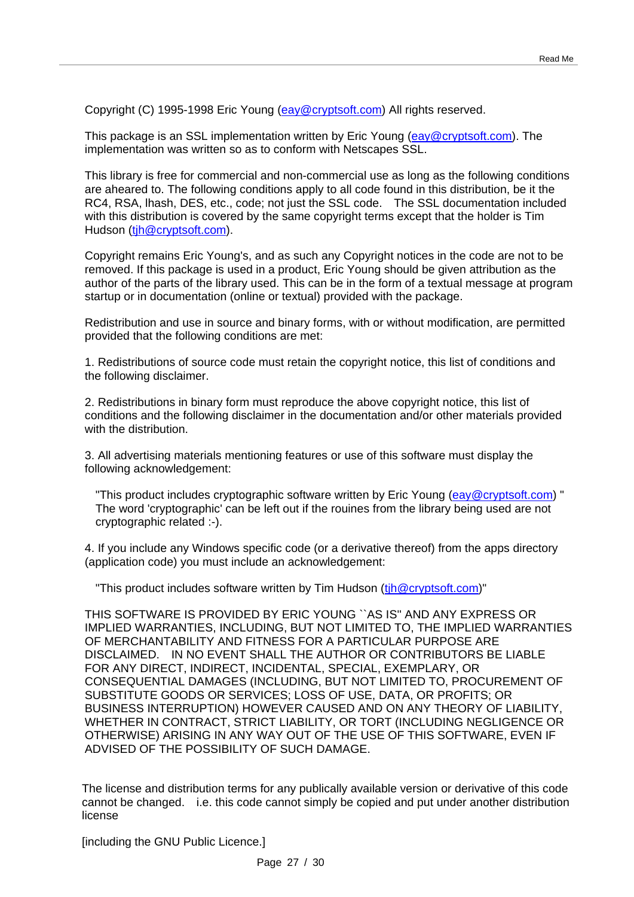Copyright (C) 1995-1998 Eric Young (eay@cryptsoft.com) All rights reserved.

This package is an SSL implementation written by Eric Young (eay@cryptsoft.com). The implementation was written so as to conform with Netscapes SSL.

This library is free for commercial and non-commercial use as long as the following conditions are aheared to. The following conditions apply to all code found in this distribution, be it the RC4, RSA, lhash, DES, etc., code; not just the SSL code. The SSL documentation included with this distribution is covered by the same copyright terms except that the holder is Tim Hudson (tjh@cryptsoft.com).

Copyright remains Eric Young's, and as such any Copyright notices in the code are not to be removed. If this package is used in a product, Eric Young should be given attribution as the author of the parts of the library used. This can be in the form of a textual message at program startup or in documentation (online or textual) provided with the package.

Redistribution and use in source and binary forms, with or without modification, are permitted provided that the following conditions are met:

1. Redistributions of source code must retain the copyright notice, this list of conditions and the following disclaimer.

2. Redistributions in binary form must reproduce the above copyright notice, this list of conditions and the following disclaimer in the documentation and/or other materials provided with the distribution.

3. All advertising materials mentioning features or use of this software must display the following acknowledgement:

   "This product includes cryptographic software written by Eric Young (eay@cryptsoft.com) " The word 'cryptographic' can be left out if the rouines from the library being used are not cryptographic related :-).

4. If you include any Windows specific code (or a derivative thereof) from the apps directory (application code) you must include an acknowledgement:

   "This product includes software written by Tim Hudson (tjh@cryptsoft.com)"

THIS SOFTWARE IS PROVIDED BY ERIC YOUNG ``AS IS'' AND ANY EXPRESS OR IMPLIED WARRANTIES, INCLUDING, BUT NOT LIMITED TO, THE IMPLIED WARRANTIES OF MERCHANTABILITY AND FITNESS FOR A PARTICULAR PURPOSE ARE DISCLAIMED. IN NO EVENT SHALL THE AUTHOR OR CONTRIBUTORS BE LIABLE FOR ANY DIRECT, INDIRECT, INCIDENTAL, SPECIAL, EXEMPLARY, OR CONSEQUENTIAL DAMAGES (INCLUDING, BUT NOT LIMITED TO, PROCUREMENT OF SUBSTITUTE GOODS OR SERVICES; LOSS OF USE, DATA, OR PROFITS; OR BUSINESS INTERRUPTION) HOWEVER CAUSED AND ON ANY THEORY OF LIABILITY, WHETHER IN CONTRACT, STRICT LIABILITY, OR TORT (INCLUDING NEGLIGENCE OR OTHERWISE) ARISING IN ANY WAY OUT OF THE USE OF THIS SOFTWARE, EVEN IF ADVISED OF THE POSSIBILITY OF SUCH DAMAGE.

The license and distribution terms for any publically available version or derivative of this code cannot be changed. i.e. this code cannot simply be copied and put under another distribution license

[including the GNU Public Licence.]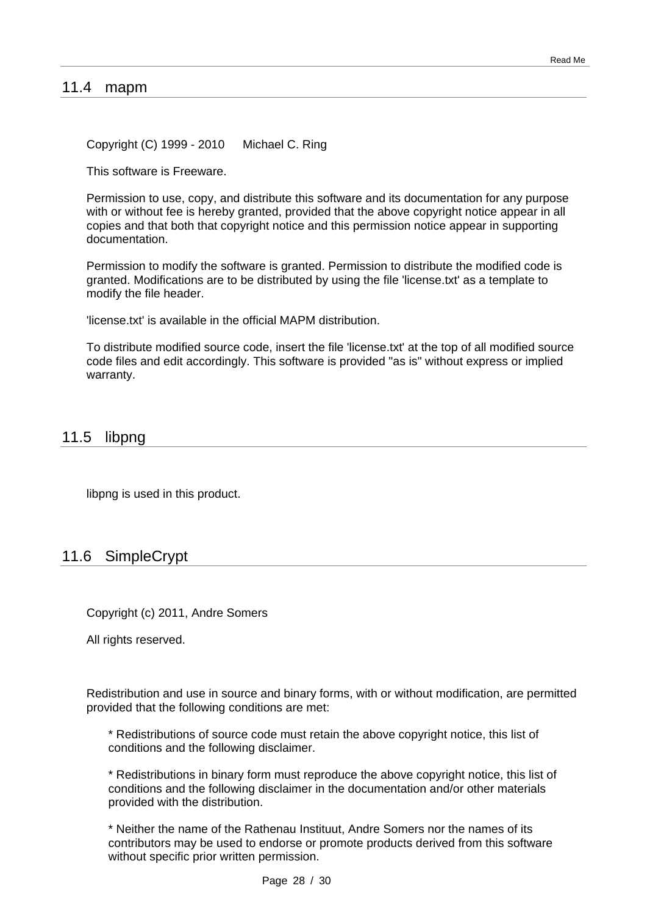## 11.4 mapm

Copyright (C) 1999 - 2010 Michael C. Ring

This software is Freeware.

Permission to use, copy, and distribute this software and its documentation for any purpose with or without fee is hereby granted, provided that the above copyright notice appear in all copies and that both that copyright notice and this permission notice appear in supporting documentation.

Permission to modify the software is granted. Permission to distribute the modified code is granted. Modifications are to be distributed by using the file 'license.txt' as a template to modify the file header.

'license.txt' is available in the official MAPM distribution.

To distribute modified source code, insert the file 'license.txt' at the top of all modified source code files and edit accordingly. This software is provided "as is" without express or implied warranty.

## 11.5 libpng

libpng is used in this product.

## 11.6 SimpleCrypt

Copyright (c) 2011, Andre Somers

All rights reserved.

Redistribution and use in source and binary forms, with or without modification, are permitted provided that the following conditions are met:

* Redistributions of source code must retain the above copyright notice, this list of conditions and the following disclaimer.

* Redistributions in binary form must reproduce the above copyright notice, this list of conditions and the following disclaimer in the documentation and/or other materials provided with the distribution.

* Neither the name of the Rathenau Instituut, Andre Somers nor the names of its contributors may be used to endorse or promote products derived from this software without specific prior written permission.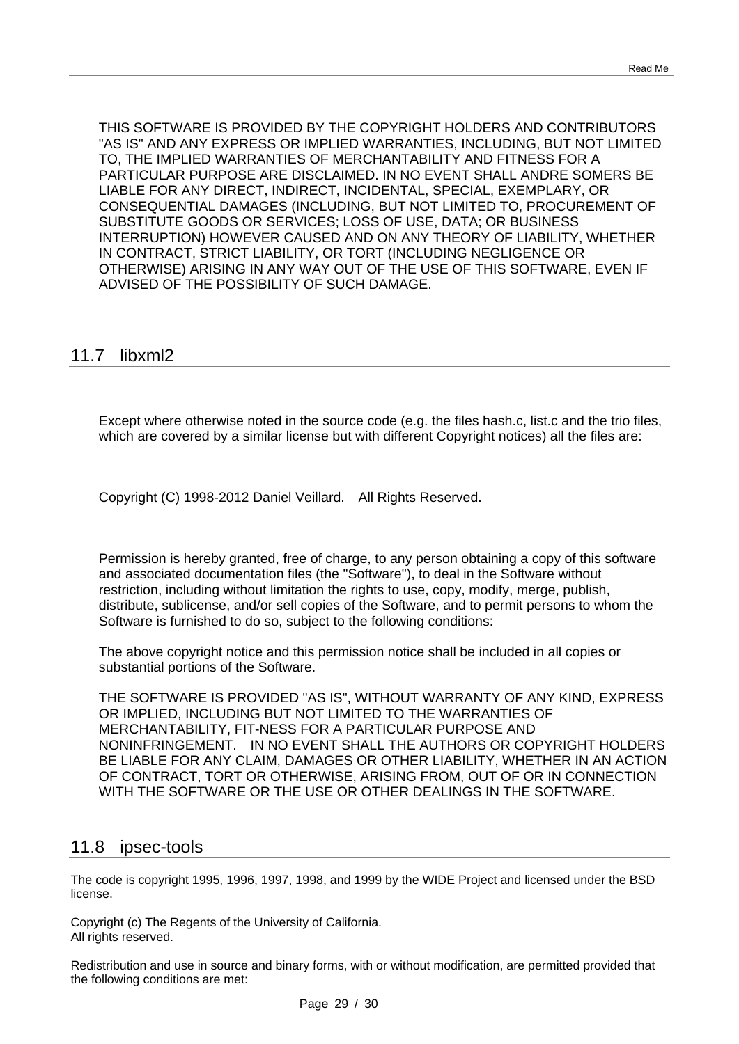THIS SOFTWARE IS PROVIDED BY THE COPYRIGHT HOLDERS AND CONTRIBUTORS "AS IS" AND ANY EXPRESS OR IMPLIED WARRANTIES, INCLUDING, BUT NOT LIMITED TO, THE IMPLIED WARRANTIES OF MERCHANTABILITY AND FITNESS FOR A PARTICULAR PURPOSE ARE DISCLAIMED. IN NO EVENT SHALL ANDRE SOMERS BE LIABLE FOR ANY DIRECT, INDIRECT, INCIDENTAL, SPECIAL, EXEMPLARY, OR CONSEQUENTIAL DAMAGES (INCLUDING, BUT NOT LIMITED TO, PROCUREMENT OF SUBSTITUTE GOODS OR SERVICES; LOSS OF USE, DATA; OR BUSINESS INTERRUPTION) HOWEVER CAUSED AND ON ANY THEORY OF LIABILITY, WHETHER IN CONTRACT, STRICT LIABILITY, OR TORT (INCLUDING NEGLIGENCE OR OTHERWISE) ARISING IN ANY WAY OUT OF THE USE OF THIS SOFTWARE, EVEN IF ADVISED OF THE POSSIBILITY OF SUCH DAMAGE.

## 11.7 libxml2

Except where otherwise noted in the source code (e.g. the files hash.c, list.c and the trio files, which are covered by a similar license but with different Copyright notices) all the files are:

Copyright (C) 1998-2012 Daniel Veillard. All Rights Reserved.

Permission is hereby granted, free of charge, to any person obtaining a copy of this software and associated documentation files (the "Software"), to deal in the Software without restriction, including without limitation the rights to use, copy, modify, merge, publish, distribute, sublicense, and/or sell copies of the Software, and to permit persons to whom the Software is furnished to do so, subject to the following conditions:

The above copyright notice and this permission notice shall be included in all copies or substantial portions of the Software.

THE SOFTWARE IS PROVIDED "AS IS", WITHOUT WARRANTY OF ANY KIND, EXPRESS OR IMPLIED, INCLUDING BUT NOT LIMITED TO THE WARRANTIES OF MERCHANTABILITY, FIT-NESS FOR A PARTICULAR PURPOSE AND NONINFRINGEMENT. IN NO EVENT SHALL THE AUTHORS OR COPYRIGHT HOLDERS BE LIABLE FOR ANY CLAIM, DAMAGES OR OTHER LIABILITY, WHETHER IN AN ACTION OF CONTRACT, TORT OR OTHERWISE, ARISING FROM, OUT OF OR IN CONNECTION WITH THE SOFTWARE OR THE USE OR OTHER DEALINGS IN THE SOFTWARE.

## 11.8 ipsec-tools

The code is copyright 1995, 1996, 1997, 1998, and 1999 by the WIDE Project and licensed under the BSD license.

Copyright (c) The Regents of the University of California.
All rights reserved.

Redistribution and use in source and binary forms, with or without modification, are permitted provided that the following conditions are met: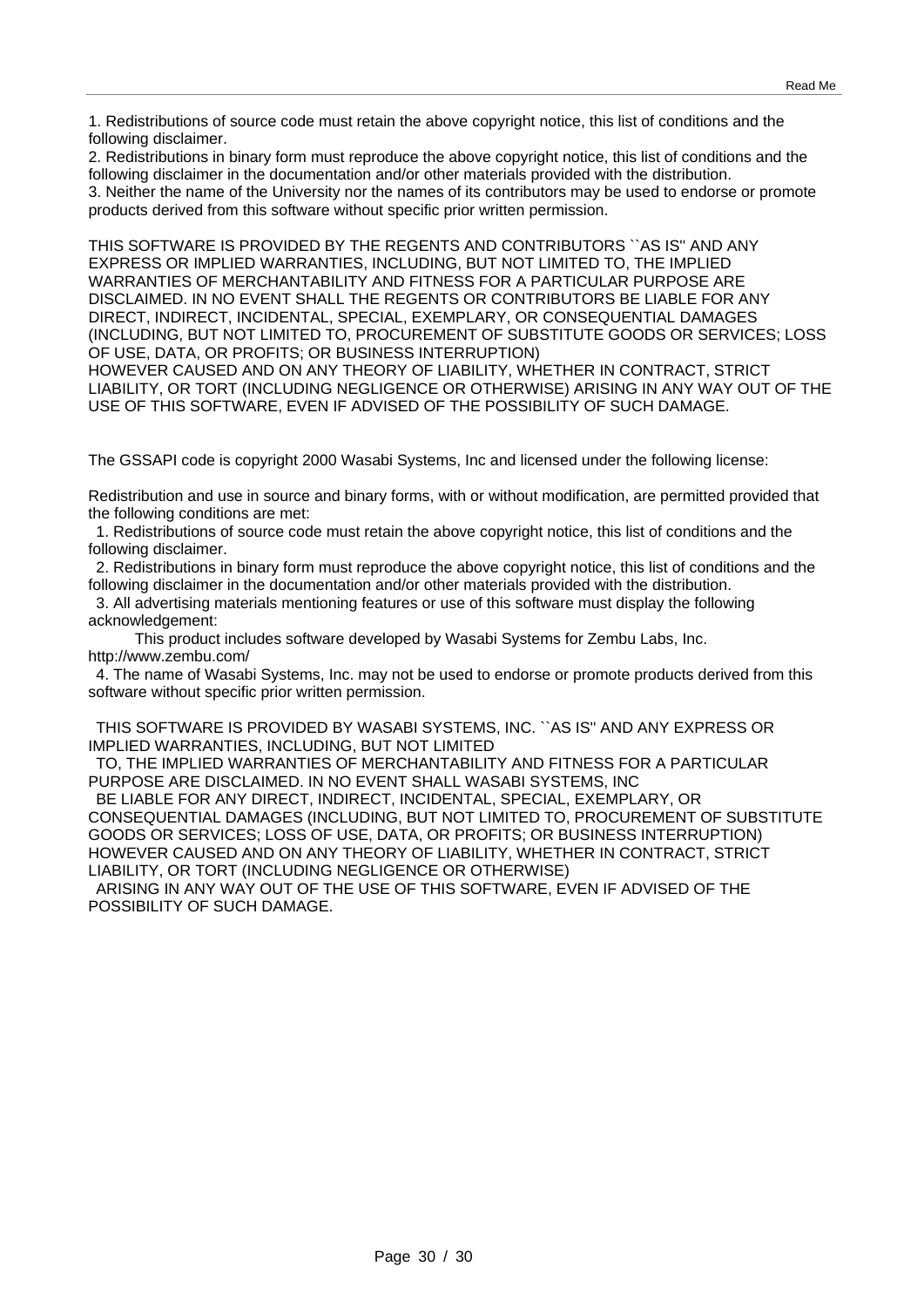1. Redistributions of source code must retain the above copyright notice, this list of conditions and the following disclaimer.
2. Redistributions in binary form must reproduce the above copyright notice, this list of conditions and the following disclaimer in the documentation and/or other materials provided with the distribution.
3. Neither the name of the University nor the names of its contributors may be used to endorse or promote products derived from this software without specific prior written permission.

THIS SOFTWARE IS PROVIDED BY THE REGENTS AND CONTRIBUTORS ``AS IS'' AND ANY EXPRESS OR IMPLIED WARRANTIES, INCLUDING, BUT NOT LIMITED TO, THE IMPLIED WARRANTIES OF MERCHANTABILITY AND FITNESS FOR A PARTICULAR PURPOSE ARE DISCLAIMED. IN NO EVENT SHALL THE REGENTS OR CONTRIBUTORS BE LIABLE FOR ANY DIRECT, INDIRECT, INCIDENTAL, SPECIAL, EXEMPLARY, OR CONSEQUENTIAL DAMAGES (INCLUDING, BUT NOT LIMITED TO, PROCUREMENT OF SUBSTITUTE GOODS OR SERVICES; LOSS OF USE, DATA, OR PROFITS; OR BUSINESS INTERRUPTION)
HOWEVER CAUSED AND ON ANY THEORY OF LIABILITY, WHETHER IN CONTRACT, STRICT LIABILITY, OR TORT (INCLUDING NEGLIGENCE OR OTHERWISE) ARISING IN ANY WAY OUT OF THE USE OF THIS SOFTWARE, EVEN IF ADVISED OF THE POSSIBILITY OF SUCH DAMAGE.

The GSSAPI code is copyright 2000 Wasabi Systems, Inc and licensed under the following license:

Redistribution and use in source and binary forms, with or without modification, are permitted provided that the following conditions are met:

1. Redistributions of source code must retain the above copyright notice, this list of conditions and the following disclaimer.
2. Redistributions in binary form must reproduce the above copyright notice, this list of conditions and the following disclaimer in the documentation and/or other materials provided with the distribution.
3. All advertising materials mentioning features or use of this software must display the following acknowledgement:
   This product includes software developed by Wasabi Systems for Zembu Labs, Inc. http://www.zembu.com/
4. The name of Wasabi Systems, Inc. may not be used to endorse or promote products derived from this software without specific prior written permission.

THIS SOFTWARE IS PROVIDED BY WASABI SYSTEMS, INC. ``AS IS'' AND ANY EXPRESS OR IMPLIED WARRANTIES, INCLUDING, BUT NOT LIMITED
TO, THE IMPLIED WARRANTIES OF MERCHANTABILITY AND FITNESS FOR A PARTICULAR PURPOSE ARE DISCLAIMED. IN NO EVENT SHALL WASABI SYSTEMS, INC
BE LIABLE FOR ANY DIRECT, INDIRECT, INCIDENTAL, SPECIAL, EXEMPLARY, OR CONSEQUENTIAL DAMAGES (INCLUDING, BUT NOT LIMITED TO, PROCUREMENT OF SUBSTITUTE GOODS OR SERVICES; LOSS OF USE, DATA, OR PROFITS; OR BUSINESS INTERRUPTION) HOWEVER CAUSED AND ON ANY THEORY OF LIABILITY, WHETHER IN CONTRACT, STRICT LIABILITY, OR TORT (INCLUDING NEGLIGENCE OR OTHERWISE)
ARISING IN ANY WAY OUT OF THE USE OF THIS SOFTWARE, EVEN IF ADVISED OF THE POSSIBILITY OF SUCH DAMAGE.